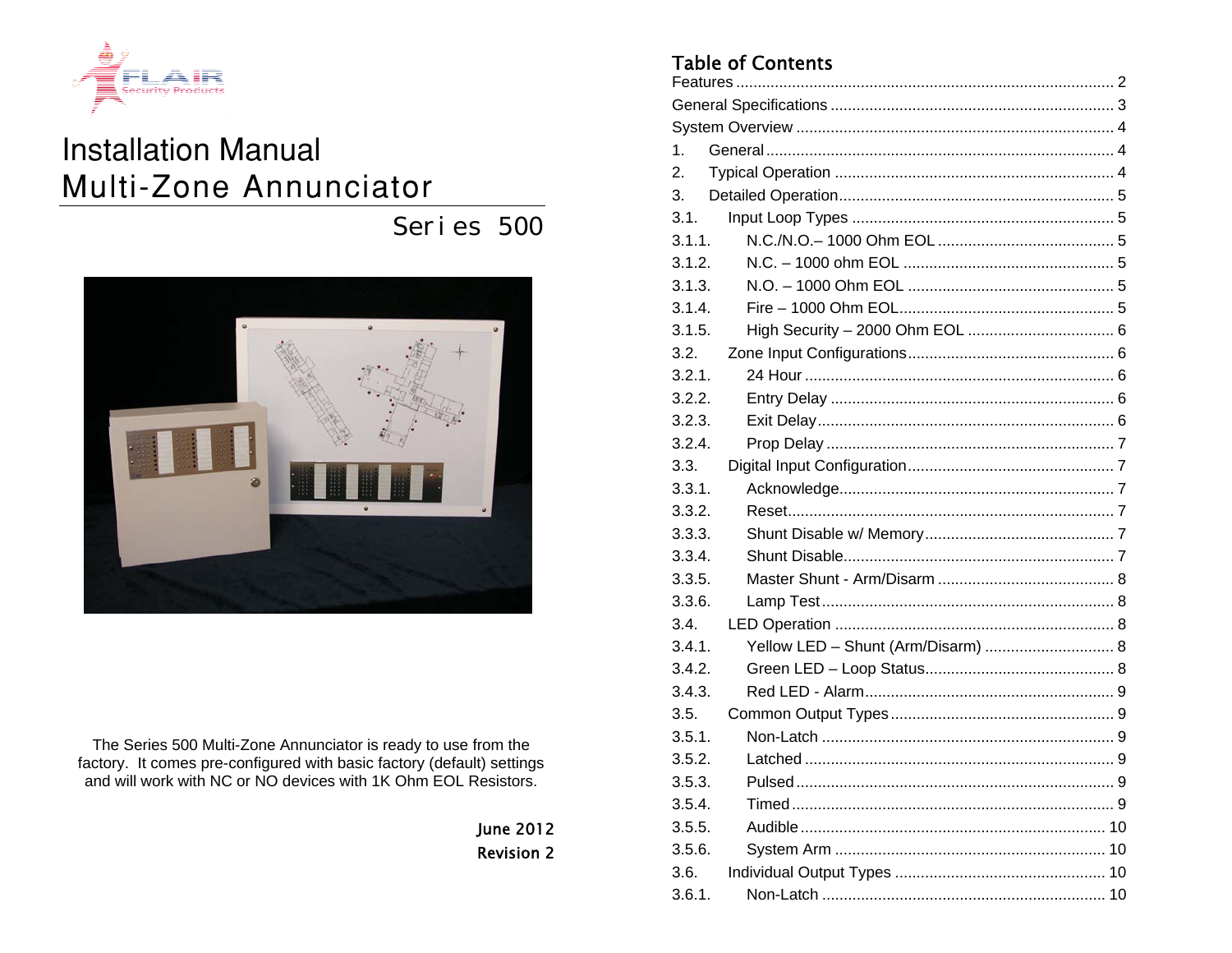# Installation Manual

# Multi-Zone Annunciator

## Series 500

The Series 500 Multi-Zone Annunciator is ready to use from the factory. It comes pre-configured with basic factory (default) settings and will work with NC or NO devices with 1K Ohm EOL Resistors.

June 2012
Revision 2

## Table of Contents

Features ........................................................ 2
General Specifications ........................................................ 3
System Overview ........................................................ 4
1. General ........................................................ 4
2. Typical Operation ........................................................ 4
3. Detailed Operation ........................................................ 5
3.1. Input Loop Types ........................................................ 5
3.1.1. N.C./N.O.– 1000 Ohm EOL ........................................................ 5
3.1.2. N.C. – 1000 ohm EOL ........................................................ 5
3.1.3. N.O. – 1000 Ohm EOL ........................................................ 5
3.1.4. Fire – 1000 Ohm EOL ........................................................ 5
3.1.5. High Security – 2000 Ohm EOL ........................................................ 6
3.2. Zone Input Configurations ........................................................ 6
3.2.1. 24 Hour ........................................................ 6
3.2.2. Entry Delay ........................................................ 6
3.2.3. Exit Delay ........................................................ 6
3.2.4. Prop Delay ........................................................ 7
3.3. Digital Input Configuration ........................................................ 7
3.3.1. Acknowledge ........................................................ 7
3.3.2. Reset ........................................................ 7
3.3.3. Shunt Disable w/ Memory ........................................................ 7
3.3.4. Shunt Disable ........................................................ 7
3.3.5. Master Shunt - Arm/Disarm ........................................................ 8
3.3.6. Lamp Test ........................................................ 8
3.4. LED Operation ........................................................ 8
3.4.1. Yellow LED – Shunt (Arm/Disarm) ........................................................ 8
3.4.2. Green LED – Loop Status ........................................................ 8
3.4.3. Red LED - Alarm ........................................................ 9
3.5. Common Output Types ........................................................ 9
3.5.1. Non-Latch ........................................................ 9
3.5.2. Latched ........................................................ 9
3.5.3. Pulsed ........................................................ 9
3.5.4. Timed ........................................................ 9
3.5.5. Audible ........................................................ 10
3.5.6. System Arm ........................................................ 10
3.6. Individual Output Types ........................................................ 10
3.6.1. Non-Latch ........................................................ 10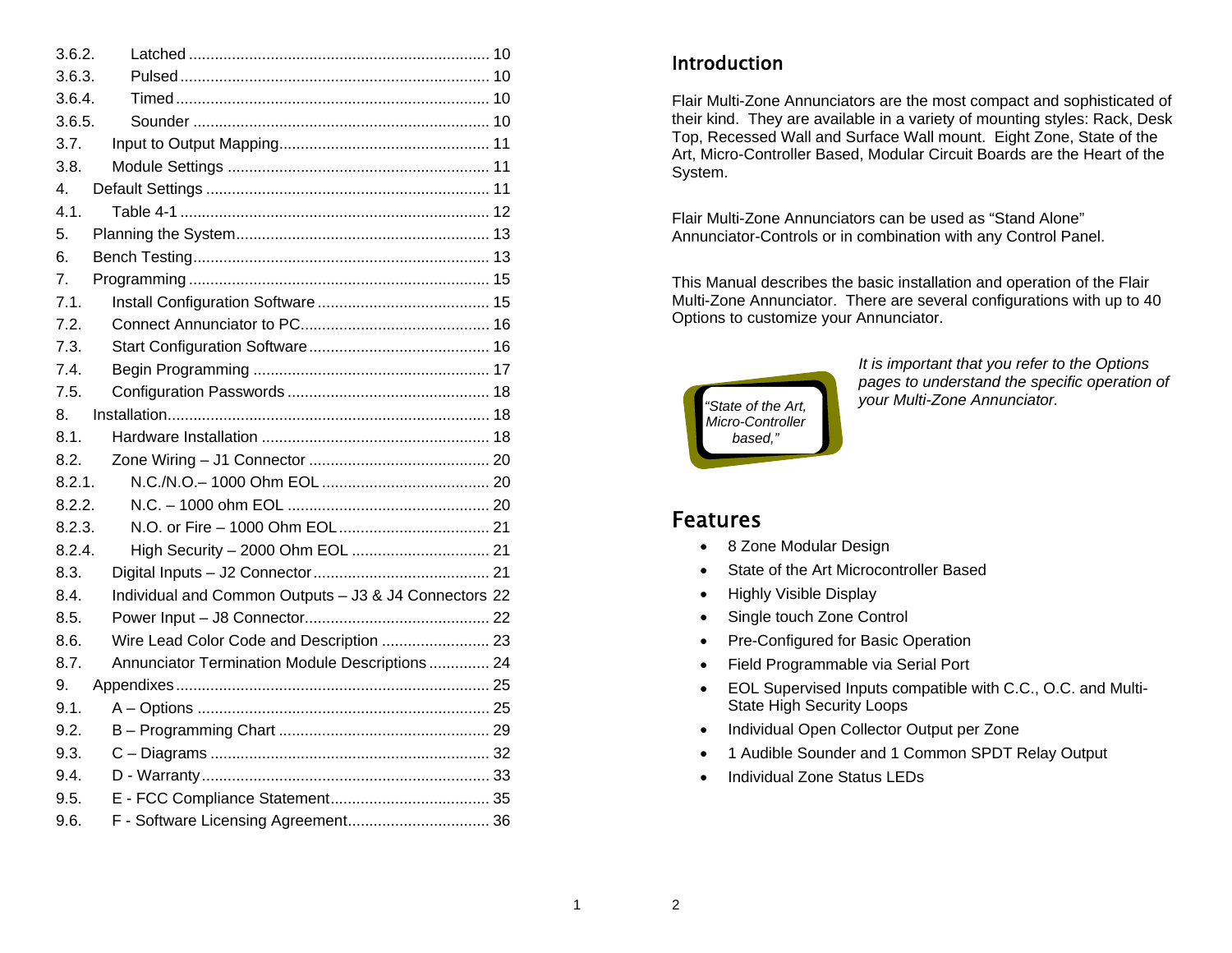| | | |
|---|---|---|
| 3.6.2. | Latched | 10 |
| 3.6.3. | Pulsed | 10 |
| 3.6.4. | Timed | 10 |
| 3.6.5. | Sounder | 10 |
| 3.7. | Input to Output Mapping | 11 |
| 3.8. | Module Settings | 11 |
| 4. | Default Settings | 11 |
| 4.1. | Table 4-1 | 12 |
| 5. | Planning the System | 13 |
| 6. | Bench Testing | 13 |
| 7. | Programming | 15 |
| 7.1. | Install Configuration Software | 15 |
| 7.2. | Connect Annunciator to PC | 16 |
| 7.3. | Start Configuration Software | 16 |
| 7.4. | Begin Programming | 17 |
| 7.5. | Configuration Passwords | 18 |
| 8. | Installation | 18 |
| 8.1. | Hardware Installation | 18 |
| 8.2. | Zone Wiring – J1 Connector | 20 |
| 8.2.1. | N.C./N.O.– 1000 Ohm EOL | 20 |
| 8.2.2. | N.C. – 1000 ohm EOL | 20 |
| 8.2.3. | N.O. or Fire – 1000 Ohm EOL | 21 |
| 8.2.4. | High Security – 2000 Ohm EOL | 21 |
| 8.3. | Digital Inputs – J2 Connector | 21 |
| 8.4. | Individual and Common Outputs – J3 & J4 Connectors | 22 |
| 8.5. | Power Input – J8 Connector | 22 |
| 8.6. | Wire Lead Color Code and Description | 23 |
| 8.7. | Annunciator Termination Module Descriptions | 24 |
| 9. | Appendixes | 25 |
| 9.1. | A – Options | 25 |
| 9.2. | B – Programming Chart | 29 |
| 9.3. | C – Diagrams | 32 |
| 9.4. | D - Warranty | 33 |
| 9.5. | E - FCC Compliance Statement | 35 |
| 9.6. | F - Software Licensing Agreement | 36 |

## Introduction

Flair Multi-Zone Annunciators are the most compact and sophisticated of their kind. They are available in a variety of mounting styles: Rack, Desk Top, Recessed Wall and Surface Wall mount. Eight Zone, State of the Art, Micro-Controller Based, Modular Circuit Boards are the Heart of the System.

Flair Multi-Zone Annunciators can be used as "Stand Alone" Annunciator-Controls or in combination with any Control Panel.

This Manual describes the basic installation and operation of the Flair Multi-Zone Annunciator. There are several configurations with up to 40 Options to customize your Annunciator.

*"State of the Art, Micro-Controller based,"*

*It is important that you refer to the Options pages to understand the specific operation of your Multi-Zone Annunciator.*

## Features

- 8 Zone Modular Design
- State of the Art Microcontroller Based
- Highly Visible Display
- Single touch Zone Control
- Pre-Configured for Basic Operation
- Field Programmable via Serial Port
- EOL Supervised Inputs compatible with C.C., O.C. and Multi-State High Security Loops
- Individual Open Collector Output per Zone
- 1 Audible Sounder and 1 Common SPDT Relay Output
- Individual Zone Status LEDs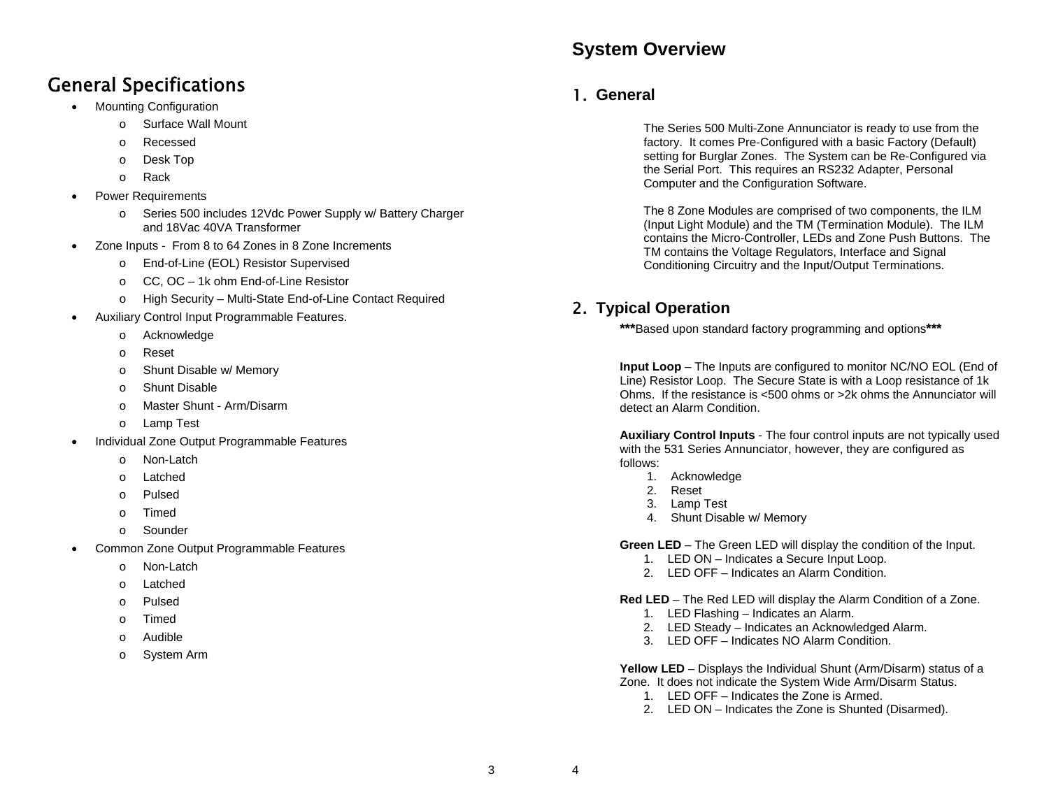## General Specifications

- Mounting Configuration
  - Surface Wall Mount
  - Recessed
  - Desk Top
  - Rack
- Power Requirements
  - Series 500 includes 12Vdc Power Supply w/ Battery Charger and 18Vac 40VA Transformer
- Zone Inputs - From 8 to 64 Zones in 8 Zone Increments
  - End-of-Line (EOL) Resistor Supervised
  - CC, OC – 1k ohm End-of-Line Resistor
  - High Security – Multi-State End-of-Line Contact Required
- Auxiliary Control Input Programmable Features.
  - Acknowledge
  - Reset
  - Shunt Disable w/ Memory
  - Shunt Disable
  - Master Shunt - Arm/Disarm
  - Lamp Test
- Individual Zone Output Programmable Features
  - Non-Latch
  - Latched
  - Pulsed
  - Timed
  - Sounder
- Common Zone Output Programmable Features
  - Non-Latch
  - Latched
  - Pulsed
  - Timed
  - Audible
  - System Arm

# System Overview

## 1. General

The Series 500 Multi-Zone Annunciator is ready to use from the factory. It comes Pre-Configured with a basic Factory (Default) setting for Burglar Zones. The System can be Re-Configured via the Serial Port. This requires an RS232 Adapter, Personal Computer and the Configuration Software.

The 8 Zone Modules are comprised of two components, the ILM (Input Light Module) and the TM (Termination Module). The ILM contains the Micro-Controller, LEDs and Zone Push Buttons. The TM contains the Voltage Regulators, Interface and Signal Conditioning Circuitry and the Input/Output Terminations.

## 2. Typical Operation

**\*\*\***Based upon standard factory programming and options**\*\*\***

**Input Loop** – The Inputs are configured to monitor NC/NO EOL (End of Line) Resistor Loop. The Secure State is with a Loop resistance of 1k Ohms. If the resistance is <500 ohms or >2k ohms the Annunciator will detect an Alarm Condition.

**Auxiliary Control Inputs** - The four control inputs are not typically used with the 531 Series Annunciator, however, they are configured as follows:

1. Acknowledge
2. Reset
3. Lamp Test
4. Shunt Disable w/ Memory

**Green LED** – The Green LED will display the condition of the Input.

1. LED ON – Indicates a Secure Input Loop.
2. LED OFF – Indicates an Alarm Condition.

**Red LED** – The Red LED will display the Alarm Condition of a Zone.

1. LED Flashing – Indicates an Alarm.
2. LED Steady – Indicates an Acknowledged Alarm.
3. LED OFF – Indicates NO Alarm Condition.

**Yellow LED** – Displays the Individual Shunt (Arm/Disarm) status of a Zone. It does not indicate the System Wide Arm/Disarm Status.

1. LED OFF – Indicates the Zone is Armed.
2. LED ON – Indicates the Zone is Shunted (Disarmed).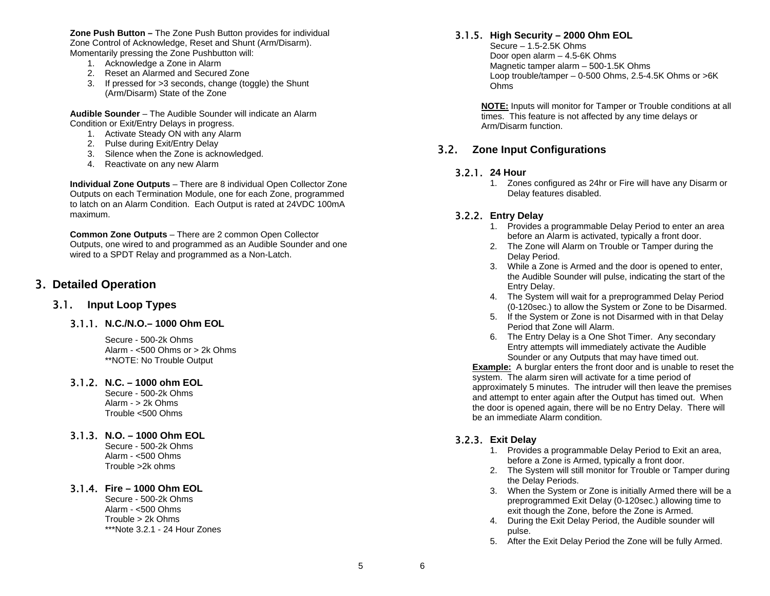**Zone Push Button –** The Zone Push Button provides for individual Zone Control of Acknowledge, Reset and Shunt (Arm/Disarm). Momentarily pressing the Zone Pushbutton will:

1. Acknowledge a Zone in Alarm
2. Reset an Alarmed and Secured Zone
3. If pressed for >3 seconds, change (toggle) the Shunt (Arm/Disarm) State of the Zone

**Audible Sounder** – The Audible Sounder will indicate an Alarm Condition or Exit/Entry Delays in progress.

1. Activate Steady ON with any Alarm
2. Pulse during Exit/Entry Delay
3. Silence when the Zone is acknowledged.
4. Reactivate on any new Alarm

**Individual Zone Outputs** – There are 8 individual Open Collector Zone Outputs on each Termination Module, one for each Zone, programmed to latch on an Alarm Condition. Each Output is rated at 24VDC 100mA maximum.

**Common Zone Outputs** – There are 2 common Open Collector Outputs, one wired to and programmed as an Audible Sounder and one wired to a SPDT Relay and programmed as a Non-Latch.

# 3. Detailed Operation

## 3.1. Input Loop Types

### 3.1.1. N.C./N.O.– 1000 Ohm EOL

Secure - 500-2k Ohms
Alarm - <500 Ohms or > 2k Ohms
**NOTE: No Trouble Output

### 3.1.2. N.C. – 1000 ohm EOL

Secure - 500-2k Ohms
Alarm - > 2k Ohms
Trouble <500 Ohms

### 3.1.3. N.O. – 1000 Ohm EOL

Secure - 500-2k Ohms
Alarm - <500 Ohms
Trouble >2k ohms

### 3.1.4. Fire – 1000 Ohm EOL

Secure - 500-2k Ohms
Alarm - <500 Ohms
Trouble > 2k Ohms
***Note 3.2.1 - 24 Hour Zones

### 3.1.5. High Security – 2000 Ohm EOL

Secure – 1.5-2.5K Ohms
Door open alarm – 4.5-6K Ohms
Magnetic tamper alarm – 500-1.5K Ohms
Loop trouble/tamper – 0-500 Ohms, 2.5-4.5K Ohms or >6K Ohms

**NOTE:** Inputs will monitor for Tamper or Trouble conditions at all times. This feature is not affected by any time delays or Arm/Disarm function.

## 3.2. Zone Input Configurations

### 3.2.1. 24 Hour

1. Zones configured as 24hr or Fire will have any Disarm or Delay features disabled.

### 3.2.2. Entry Delay

1. Provides a programmable Delay Period to enter an area before an Alarm is activated, typically a front door.
2. The Zone will Alarm on Trouble or Tamper during the Delay Period.
3. While a Zone is Armed and the door is opened to enter, the Audible Sounder will pulse, indicating the start of the Entry Delay.
4. The System will wait for a preprogrammed Delay Period (0-120sec.) to allow the System or Zone to be Disarmed.
5. If the System or Zone is not Disarmed with in that Delay Period that Zone will Alarm.
6. The Entry Delay is a One Shot Timer. Any secondary Entry attempts will immediately activate the Audible Sounder or any Outputs that may have timed out.

**Example:** A burglar enters the front door and is unable to reset the system. The alarm siren will activate for a time period of approximately 5 minutes. The intruder will then leave the premises and attempt to enter again after the Output has timed out. When the door is opened again, there will be no Entry Delay. There will be an immediate Alarm condition.

### 3.2.3. Exit Delay

1. Provides a programmable Delay Period to Exit an area, before a Zone is Armed, typically a front door.
2. The System will still monitor for Trouble or Tamper during the Delay Periods.
3. When the System or Zone is initially Armed there will be a preprogrammed Exit Delay (0-120sec.) allowing time to exit though the Zone, before the Zone is Armed.
4. During the Exit Delay Period, the Audible sounder will pulse.
5. After the Exit Delay Period the Zone will be fully Armed.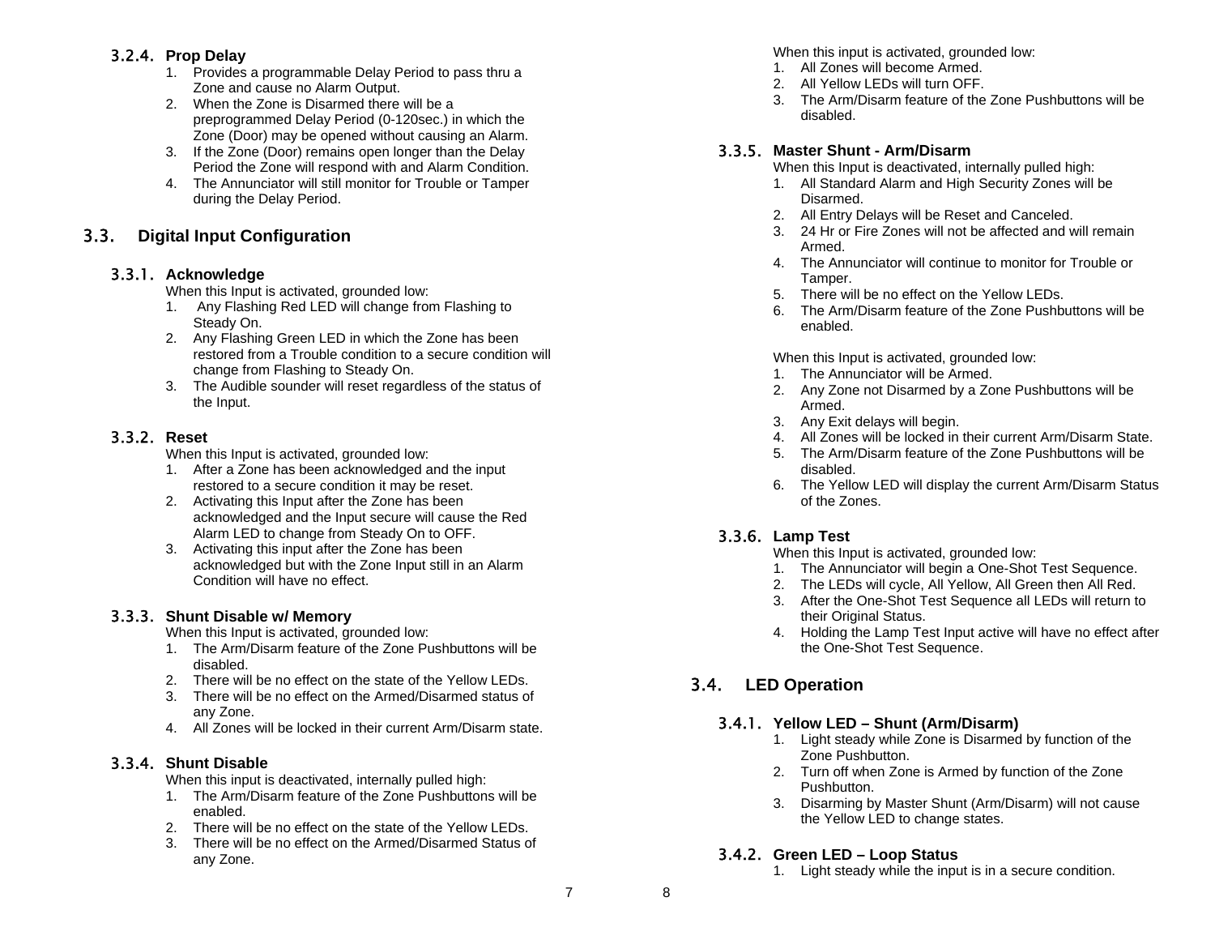### 3.2.4. Prop Delay

1. Provides a programmable Delay Period to pass thru a Zone and cause no Alarm Output.
2. When the Zone is Disarmed there will be a preprogrammed Delay Period (0-120sec.) in which the Zone (Door) may be opened without causing an Alarm.
3. If the Zone (Door) remains open longer than the Delay Period the Zone will respond with and Alarm Condition.
4. The Annunciator will still monitor for Trouble or Tamper during the Delay Period.

## 3.3. Digital Input Configuration

### 3.3.1. Acknowledge

When this Input is activated, grounded low:

1. Any Flashing Red LED will change from Flashing to Steady On.
2. Any Flashing Green LED in which the Zone has been restored from a Trouble condition to a secure condition will change from Flashing to Steady On.
3. The Audible sounder will reset regardless of the status of the Input.

### 3.3.2. Reset

When this Input is activated, grounded low:

1. After a Zone has been acknowledged and the input restored to a secure condition it may be reset.
2. Activating this Input after the Zone has been acknowledged and the Input secure will cause the Red Alarm LED to change from Steady On to OFF.
3. Activating this input after the Zone has been acknowledged but with the Zone Input still in an Alarm Condition will have no effect.

### 3.3.3. Shunt Disable w/ Memory

When this Input is activated, grounded low:

1. The Arm/Disarm feature of the Zone Pushbuttons will be disabled.
2. There will be no effect on the state of the Yellow LEDs.
3. There will be no effect on the Armed/Disarmed status of any Zone.
4. All Zones will be locked in their current Arm/Disarm state.

### 3.3.4. Shunt Disable

When this input is deactivated, internally pulled high:

1. The Arm/Disarm feature of the Zone Pushbuttons will be enabled.
2. There will be no effect on the state of the Yellow LEDs.
3. There will be no effect on the Armed/Disarmed Status of any Zone.

When this input is activated, grounded low:

1. All Zones will become Armed.
2. All Yellow LEDs will turn OFF.
3. The Arm/Disarm feature of the Zone Pushbuttons will be disabled.

### 3.3.5. Master Shunt - Arm/Disarm

When this Input is deactivated, internally pulled high:

1. All Standard Alarm and High Security Zones will be Disarmed.
2. All Entry Delays will be Reset and Canceled.
3. 24 Hr or Fire Zones will not be affected and will remain Armed.
4. The Annunciator will continue to monitor for Trouble or Tamper.
5. There will be no effect on the Yellow LEDs.
6. The Arm/Disarm feature of the Zone Pushbuttons will be enabled.

When this Input is activated, grounded low:

1. The Annunciator will be Armed.
2. Any Zone not Disarmed by a Zone Pushbuttons will be Armed.
3. Any Exit delays will begin.
4. All Zones will be locked in their current Arm/Disarm State.
5. The Arm/Disarm feature of the Zone Pushbuttons will be disabled.
6. The Yellow LED will display the current Arm/Disarm Status of the Zones.

### 3.3.6. Lamp Test

When this Input is activated, grounded low:

1. The Annunciator will begin a One-Shot Test Sequence.
2. The LEDs will cycle, All Yellow, All Green then All Red.
3. After the One-Shot Test Sequence all LEDs will return to their Original Status.
4. Holding the Lamp Test Input active will have no effect after the One-Shot Test Sequence.

## 3.4. LED Operation

### 3.4.1. Yellow LED – Shunt (Arm/Disarm)

1. Light steady while Zone is Disarmed by function of the Zone Pushbutton.
2. Turn off when Zone is Armed by function of the Zone Pushbutton.
3. Disarming by Master Shunt (Arm/Disarm) will not cause the Yellow LED to change states.

### 3.4.2. Green LED – Loop Status

1. Light steady while the input is in a secure condition.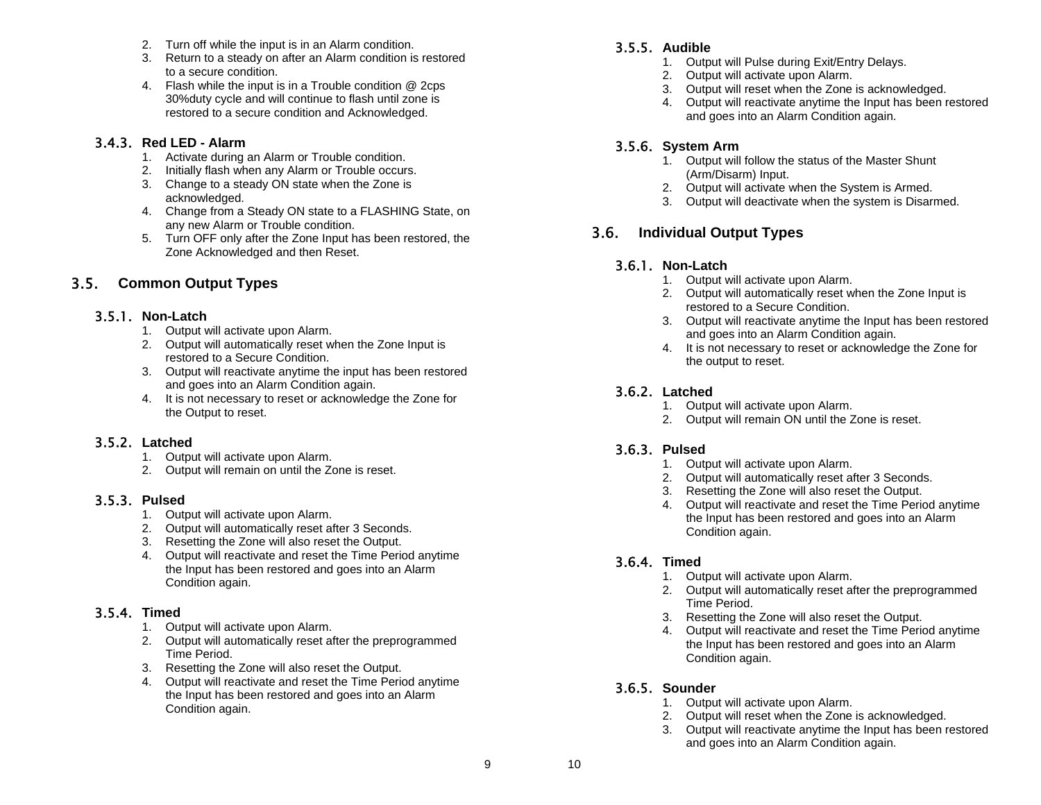2. Turn off while the input is in an Alarm condition.
3. Return to a steady on after an Alarm condition is restored to a secure condition.
4. Flash while the input is in a Trouble condition @ 2cps 30%duty cycle and will continue to flash until zone is restored to a secure condition and Acknowledged.

### 3.4.3. Red LED - Alarm

1. Activate during an Alarm or Trouble condition.
2. Initially flash when any Alarm or Trouble occurs.
3. Change to a steady ON state when the Zone is acknowledged.
4. Change from a Steady ON state to a FLASHING State, on any new Alarm or Trouble condition.
5. Turn OFF only after the Zone Input has been restored, the Zone Acknowledged and then Reset.

## 3.5. Common Output Types

### 3.5.1. Non-Latch

1. Output will activate upon Alarm.
2. Output will automatically reset when the Zone Input is restored to a Secure Condition.
3. Output will reactivate anytime the input has been restored and goes into an Alarm Condition again.
4. It is not necessary to reset or acknowledge the Zone for the Output to reset.

### 3.5.2. Latched

1. Output will activate upon Alarm.
2. Output will remain on until the Zone is reset.

### 3.5.3. Pulsed

1. Output will activate upon Alarm.
2. Output will automatically reset after 3 Seconds.
3. Resetting the Zone will also reset the Output.
4. Output will reactivate and reset the Time Period anytime the Input has been restored and goes into an Alarm Condition again.

### 3.5.4. Timed

1. Output will activate upon Alarm.
2. Output will automatically reset after the preprogrammed Time Period.
3. Resetting the Zone will also reset the Output.
4. Output will reactivate and reset the Time Period anytime the Input has been restored and goes into an Alarm Condition again.

### 3.5.5. Audible

1. Output will Pulse during Exit/Entry Delays.
2. Output will activate upon Alarm.
3. Output will reset when the Zone is acknowledged.
4. Output will reactivate anytime the Input has been restored and goes into an Alarm Condition again.

### 3.5.6. System Arm

1. Output will follow the status of the Master Shunt (Arm/Disarm) Input.
2. Output will activate when the System is Armed.
3. Output will deactivate when the system is Disarmed.

## 3.6. Individual Output Types

### 3.6.1. Non-Latch

1. Output will activate upon Alarm.
2. Output will automatically reset when the Zone Input is restored to a Secure Condition.
3. Output will reactivate anytime the Input has been restored and goes into an Alarm Condition again.
4. It is not necessary to reset or acknowledge the Zone for the output to reset.

### 3.6.2. Latched

1. Output will activate upon Alarm.
2. Output will remain ON until the Zone is reset.

### 3.6.3. Pulsed

1. Output will activate upon Alarm.
2. Output will automatically reset after 3 Seconds.
3. Resetting the Zone will also reset the Output.
4. Output will reactivate and reset the Time Period anytime the Input has been restored and goes into an Alarm Condition again.

### 3.6.4. Timed

1. Output will activate upon Alarm.
2. Output will automatically reset after the preprogrammed Time Period.
3. Resetting the Zone will also reset the Output.
4. Output will reactivate and reset the Time Period anytime the Input has been restored and goes into an Alarm Condition again.

### 3.6.5. Sounder

1. Output will activate upon Alarm.
2. Output will reset when the Zone is acknowledged.
3. Output will reactivate anytime the Input has been restored and goes into an Alarm Condition again.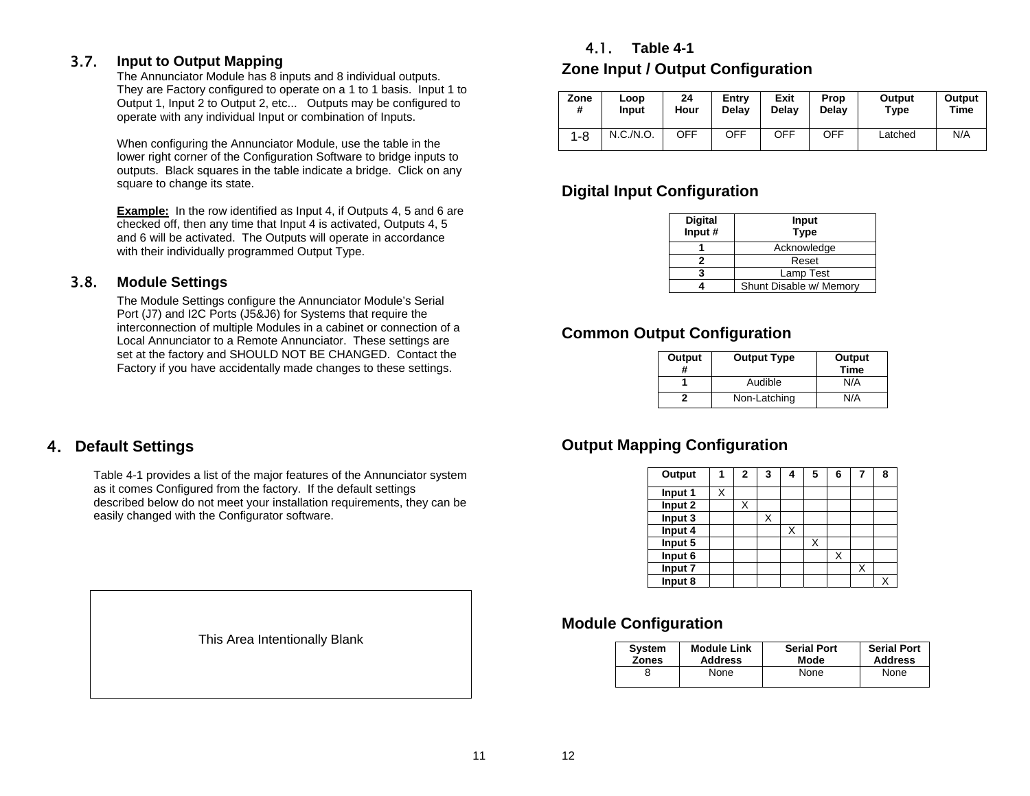### 3.7. Input to Output Mapping

The Annunciator Module has 8 inputs and 8 individual outputs. They are Factory configured to operate on a 1 to 1 basis. Input 1 to Output 1, Input 2 to Output 2, etc... Outputs may be configured to operate with any individual Input or combination of Inputs.

When configuring the Annunciator Module, use the table in the lower right corner of the Configuration Software to bridge inputs to outputs. Black squares in the table indicate a bridge. Click on any square to change its state.

**Example:** In the row identified as Input 4, if Outputs 4, 5 and 6 are checked off, then any time that Input 4 is activated, Outputs 4, 5 and 6 will be activated. The Outputs will operate in accordance with their individually programmed Output Type.

### 3.8. Module Settings

The Module Settings configure the Annunciator Module's Serial Port (J7) and I2C Ports (J5&J6) for Systems that require the interconnection of multiple Modules in a cabinet or connection of a Local Annunciator to a Remote Annunciator. These settings are set at the factory and SHOULD NOT BE CHANGED. Contact the Factory if you have accidentally made changes to these settings.

## 4. Default Settings

Table 4-1 provides a list of the major features of the Annunciator system as it comes Configured from the factory. If the default settings described below do not meet your installation requirements, they can be easily changed with the Configurator software.

This Area Intentionally Blank

### 4.1. Table 4-1

### Zone Input / Output Configuration

| Zone # | Loop Input | 24 Hour | Entry Delay | Exit Delay | Prop Delay | Output Type | Output Time |
|---|---|---|---|---|---|---|---|
| 1-8 | N.C./N.O. | OFF | OFF | OFF | OFF | Latched | N/A |

### Digital Input Configuration

| Digital Input # | Input Type |
|---|---|
| 1 | Acknowledge |
| 2 | Reset |
| 3 | Lamp Test |
| 4 | Shunt Disable w/ Memory |

### Common Output Configuration

| Output # | Output Type | Output Time |
|---|---|---|
| 1 | Audible | N/A |
| 2 | Non-Latching | N/A |

### Output Mapping Configuration

| Output | 1 | 2 | 3 | 4 | 5 | 6 | 7 | 8 |
|---|---|---|---|---|---|---|---|---|
| Input 1 | X | | | | | | | |
| Input 2 | | X | | | | | | |
| Input 3 | | | X | | | | | |
| Input 4 | | | | X | | | | |
| Input 5 | | | | | X | | | |
| Input 6 | | | | | | X | | |
| Input 7 | | | | | | | X | |
| Input 8 | | | | | | | | X |

### Module Configuration

| System Zones | Module Link Address | Serial Port Mode | Serial Port Address |
|---|---|---|---|
| 8 | None | None | None |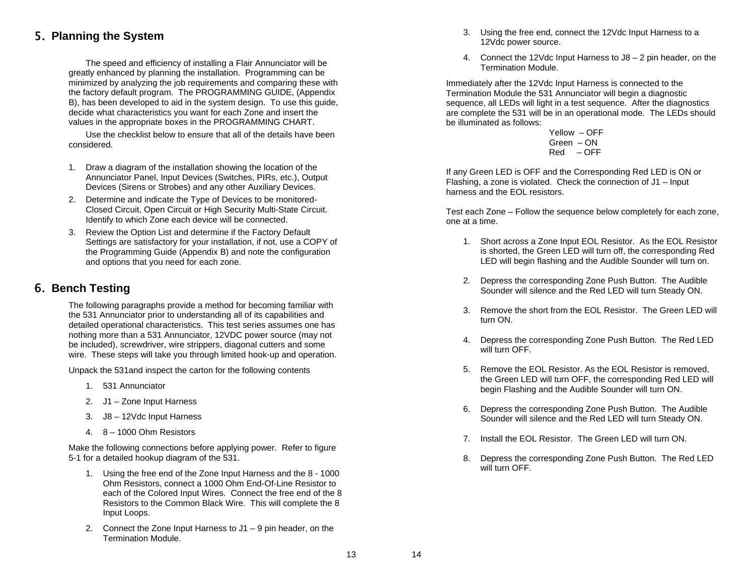## 5. Planning the System

The speed and efficiency of installing a Flair Annunciator will be greatly enhanced by planning the installation. Programming can be minimized by analyzing the job requirements and comparing these with the factory default program. The PROGRAMMING GUIDE, (Appendix B), has been developed to aid in the system design. To use this guide, decide what characteristics you want for each Zone and insert the values in the appropriate boxes in the PROGRAMMING CHART.

Use the checklist below to ensure that all of the details have been considered.

1. Draw a diagram of the installation showing the location of the Annunciator Panel, Input Devices (Switches, PIRs, etc.), Output Devices (Sirens or Strobes) and any other Auxiliary Devices.
2. Determine and indicate the Type of Devices to be monitored- Closed Circuit, Open Circuit or High Security Multi-State Circuit. Identify to which Zone each device will be connected.
3. Review the Option List and determine if the Factory Default Settings are satisfactory for your installation, if not, use a COPY of the Programming Guide (Appendix B) and note the configuration and options that you need for each zone.

## 6. Bench Testing

The following paragraphs provide a method for becoming familiar with the 531 Annunciator prior to understanding all of its capabilities and detailed operational characteristics. This test series assumes one has nothing more than a 531 Annunciator, 12VDC power source (may not be included), screwdriver, wire strippers, diagonal cutters and some wire. These steps will take you through limited hook-up and operation.

Unpack the 531and inspect the carton for the following contents

1. 531 Annunciator
2. J1 – Zone Input Harness
3. J8 – 12Vdc Input Harness
4. 8 – 1000 Ohm Resistors

Make the following connections before applying power. Refer to figure 5-1 for a detailed hookup diagram of the 531.

1. Using the free end of the Zone Input Harness and the 8 - 1000 Ohm Resistors, connect a 1000 Ohm End-Of-Line Resistor to each of the Colored Input Wires. Connect the free end of the 8 Resistors to the Common Black Wire. This will complete the 8 Input Loops.
2. Connect the Zone Input Harness to J1 – 9 pin header, on the Termination Module.
3. Using the free end, connect the 12Vdc Input Harness to a 12Vdc power source.
4. Connect the 12Vdc Input Harness to J8 – 2 pin header, on the Termination Module.

Immediately after the 12Vdc Input Harness is connected to the Termination Module the 531 Annunciator will begin a diagnostic sequence, all LEDs will light in a test sequence. After the diagnostics are complete the 531 will be in an operational mode. The LEDs should be illuminated as follows:

Yellow – OFF
Green – ON
Red – OFF

If any Green LED is OFF and the Corresponding Red LED is ON or Flashing, a zone is violated. Check the connection of J1 – Input harness and the EOL resistors.

Test each Zone – Follow the sequence below completely for each zone, one at a time.

1. Short across a Zone Input EOL Resistor. As the EOL Resistor is shorted, the Green LED will turn off, the corresponding Red LED will begin flashing and the Audible Sounder will turn on.
2. Depress the corresponding Zone Push Button. The Audible Sounder will silence and the Red LED will turn Steady ON.
3. Remove the short from the EOL Resistor. The Green LED will turn ON.
4. Depress the corresponding Zone Push Button. The Red LED will turn OFF.
5. Remove the EOL Resistor. As the EOL Resistor is removed, the Green LED will turn OFF, the corresponding Red LED will begin Flashing and the Audible Sounder will turn ON.
6. Depress the corresponding Zone Push Button. The Audible Sounder will silence and the Red LED will turn Steady ON.
7. Install the EOL Resistor. The Green LED will turn ON.
8. Depress the corresponding Zone Push Button. The Red LED will turn OFF.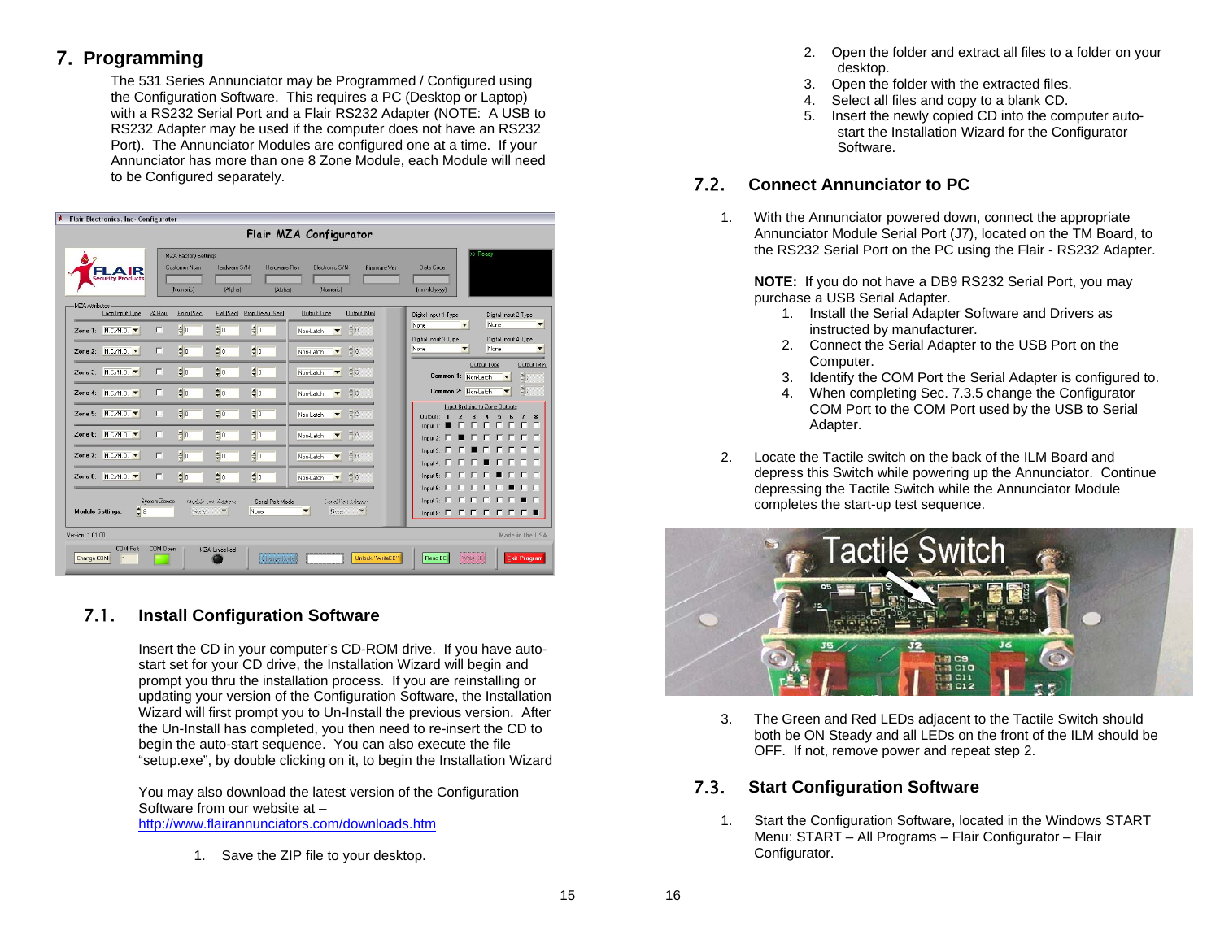# 7. Programming

The 531 Series Annunciator may be Programmed / Configured using the Configuration Software. This requires a PC (Desktop or Laptop) with a RS232 Serial Port and a Flair RS232 Adapter (NOTE: A USB to RS232 Adapter may be used if the computer does not have an RS232 Port). The Annunciator Modules are configured one at a time. If your Annunciator has more than one 8 Zone Module, each Module will need to be Configured separately.

## 7.1. Install Configuration Software

Insert the CD in your computer's CD-ROM drive. If you have auto-start set for your CD drive, the Installation Wizard will begin and prompt you thru the installation process. If you are reinstalling or updating your version of the Configuration Software, the Installation Wizard will first prompt you to Un-Install the previous version. After the Un-Install has completed, you then need to re-insert the CD to begin the auto-start sequence. You can also execute the file "setup.exe", by double clicking on it, to begin the Installation Wizard

You may also download the latest version of the Configuration Software from our website at – http://www.flairannunciators.com/downloads.htm

1. Save the ZIP file to your desktop.
2. Open the folder and extract all files to a folder on your desktop.
3. Open the folder with the extracted files.
4. Select all files and copy to a blank CD.
5. Insert the newly copied CD into the computer auto-start the Installation Wizard for the Configurator Software.

## 7.2. Connect Annunciator to PC

1. With the Annunciator powered down, connect the appropriate Annunciator Module Serial Port (J7), located on the TM Board, to the RS232 Serial Port on the PC using the Flair - RS232 Adapter.

   **NOTE:** If you do not have a DB9 RS232 Serial Port, you may purchase a USB Serial Adapter.
   1. Install the Serial Adapter Software and Drivers as instructed by manufacturer.
   2. Connect the Serial Adapter to the USB Port on the Computer.
   3. Identify the COM Port the Serial Adapter is configured to.
   4. When completing Sec. 7.3.5 change the Configurator COM Port to the COM Port used by the USB to Serial Adapter.

2. Locate the Tactile switch on the back of the ILM Board and depress this Switch while powering up the Annunciator. Continue depressing the Tactile Switch while the Annunciator Module completes the start-up test sequence.

3. The Green and Red LEDs adjacent to the Tactile Switch should both be ON Steady and all LEDs on the front of the ILM should be OFF. If not, remove power and repeat step 2.

## 7.3. Start Configuration Software

1. Start the Configuration Software, located in the Windows START Menu: START – All Programs – Flair Configurator – Flair Configurator.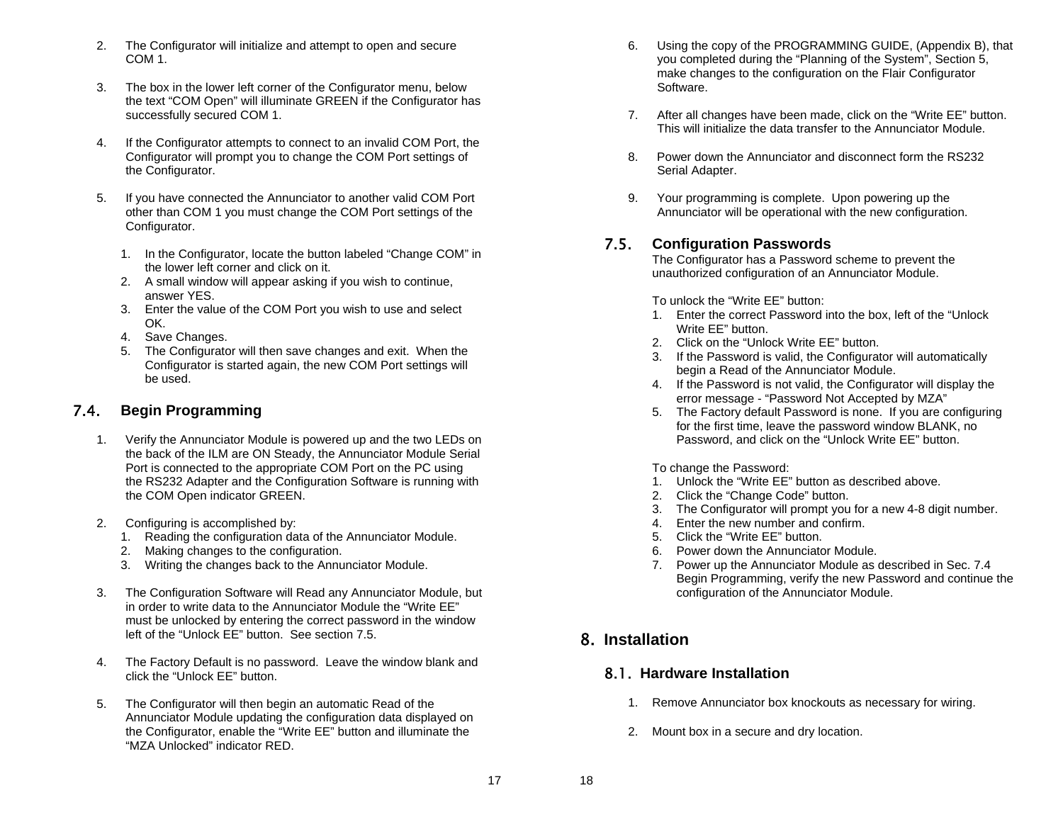2. The Configurator will initialize and attempt to open and secure COM 1.

3. The box in the lower left corner of the Configurator menu, below the text “COM Open” will illuminate GREEN if the Configurator has successfully secured COM 1.

4. If the Configurator attempts to connect to an invalid COM Port, the Configurator will prompt you to change the COM Port settings of the Configurator.

5. If you have connected the Annunciator to another valid COM Port other than COM 1 you must change the COM Port settings of the Configurator.

   1. In the Configurator, locate the button labeled “Change COM” in the lower left corner and click on it.
   2. A small window will appear asking if you wish to continue, answer YES.
   3. Enter the value of the COM Port you wish to use and select OK.
   4. Save Changes.
   5. The Configurator will then save changes and exit. When the Configurator is started again, the new COM Port settings will be used.

## 7.4. Begin Programming

1. Verify the Annunciator Module is powered up and the two LEDs on the back of the ILM are ON Steady, the Annunciator Module Serial Port is connected to the appropriate COM Port on the PC using the RS232 Adapter and the Configuration Software is running with the COM Open indicator GREEN.

2. Configuring is accomplished by:
   1. Reading the configuration data of the Annunciator Module.
   2. Making changes to the configuration.
   3. Writing the changes back to the Annunciator Module.

3. The Configuration Software will Read any Annunciator Module, but in order to write data to the Annunciator Module the “Write EE” must be unlocked by entering the correct password in the window left of the “Unlock EE” button. See section 7.5.

4. The Factory Default is no password. Leave the window blank and click the “Unlock EE” button.

5. The Configurator will then begin an automatic Read of the Annunciator Module updating the configuration data displayed on the Configurator, enable the “Write EE” button and illuminate the “MZA Unlocked” indicator RED.

6. Using the copy of the PROGRAMMING GUIDE, (Appendix B), that you completed during the “Planning of the System”, Section 5, make changes to the configuration on the Flair Configurator Software.

7. After all changes have been made, click on the “Write EE” button. This will initialize the data transfer to the Annunciator Module.

8. Power down the Annunciator and disconnect form the RS232 Serial Adapter.

9. Your programming is complete. Upon powering up the Annunciator will be operational with the new configuration.

## 7.5. Configuration Passwords

The Configurator has a Password scheme to prevent the unauthorized configuration of an Annunciator Module.

To unlock the “Write EE” button:

1. Enter the correct Password into the box, left of the “Unlock Write EE” button.
2. Click on the “Unlock Write EE” button.
3. If the Password is valid, the Configurator will automatically begin a Read of the Annunciator Module.
4. If the Password is not valid, the Configurator will display the error message - “Password Not Accepted by MZA”
5. The Factory default Password is none. If you are configuring for the first time, leave the password window BLANK, no Password, and click on the “Unlock Write EE” button.

To change the Password:

1. Unlock the “Write EE” button as described above.
2. Click the “Change Code” button.
3. The Configurator will prompt you for a new 4-8 digit number.
4. Enter the new number and confirm.
5. Click the “Write EE” button.
6. Power down the Annunciator Module.
7. Power up the Annunciator Module as described in Sec. 7.4 Begin Programming, verify the new Password and continue the configuration of the Annunciator Module.

# 8. Installation

## 8.1. Hardware Installation

1. Remove Annunciator box knockouts as necessary for wiring.

2. Mount box in a secure and dry location.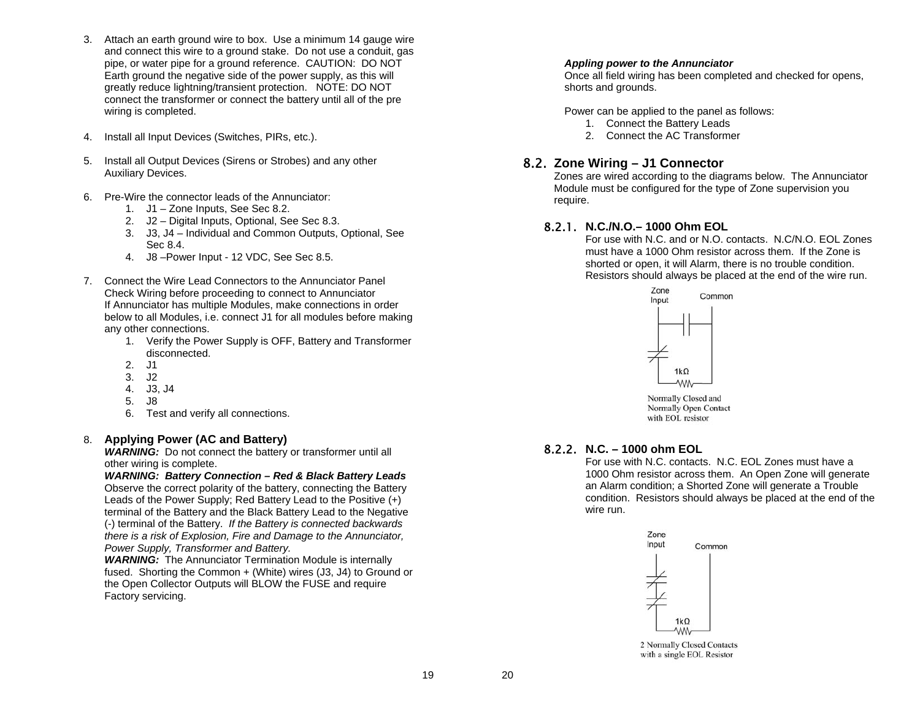3. Attach an earth ground wire to box. Use a minimum 14 gauge wire and connect this wire to a ground stake. Do not use a conduit, gas pipe, or water pipe for a ground reference. CAUTION: DO NOT Earth ground the negative side of the power supply, as this will greatly reduce lightning/transient protection. NOTE: DO NOT connect the transformer or connect the battery until all of the pre wiring is completed.

4. Install all Input Devices (Switches, PIRs, etc.).

5. Install all Output Devices (Sirens or Strobes) and any other Auxiliary Devices.

6. Pre-Wire the connector leads of the Annunciator:
   1. J1 – Zone Inputs, See Sec 8.2.
   2. J2 – Digital Inputs, Optional, See Sec 8.3.
   3. J3, J4 – Individual and Common Outputs, Optional, See Sec 8.4.
   4. J8 –Power Input - 12 VDC, See Sec 8.5.

7. Connect the Wire Lead Connectors to the Annunciator Panel
   Check Wiring before proceeding to connect to Annunciator
   If Annunciator has multiple Modules, make connections in order below to all Modules, i.e. connect J1 for all modules before making any other connections.
   1. Verify the Power Supply is OFF, Battery and Transformer disconnected.
   2. J1
   3. J2
   4. J3, J4
   5. J8
   6. Test and verify all connections.

## 8. Applying Power (AC and Battery)

***WARNING:*** Do not connect the battery or transformer until all other wiring is complete.

***WARNING: Battery Connection – Red & Black Battery Leads***
Observe the correct polarity of the battery, connecting the Battery Leads of the Power Supply; Red Battery Lead to the Positive (+) terminal of the Battery and the Black Battery Lead to the Negative (-) terminal of the Battery. *If the Battery is connected backwards there is a risk of Explosion, Fire and Damage to the Annunciator, Power Supply, Transformer and Battery.*

***WARNING:*** The Annunciator Termination Module is internally fused. Shorting the Common + (White) wires (J3, J4) to Ground or the Open Collector Outputs will BLOW the FUSE and require Factory servicing.

***Appling power to the Annunciator***
Once all field wiring has been completed and checked for opens, shorts and grounds.

Power can be applied to the panel as follows:
1. Connect the Battery Leads
2. Connect the AC Transformer

## 8.2. Zone Wiring – J1 Connector

Zones are wired according to the diagrams below. The Annunciator Module must be configured for the type of Zone supervision you require.

### 8.2.1. N.C./N.O.– 1000 Ohm EOL

For use with N.C. and or N.O. contacts. N.C/N.O. EOL Zones must have a 1000 Ohm resistor across them. If the Zone is shorted or open, it will Alarm, there is no trouble condition. Resistors should always be placed at the end of the wire run.

Zone Input Common 1kΩ

Normally Closed and Normally Open Contact with EOL resistor

### 8.2.2. N.C. – 1000 ohm EOL

For use with N.C. contacts. N.C. EOL Zones must have a 1000 Ohm resistor across them. An Open Zone will generate an Alarm condition; a Shorted Zone will generate a Trouble condition. Resistors should always be placed at the end of the wire run.

Zone Input Common 1kΩ

2 Normally Closed Contacts with a single EOL Resistor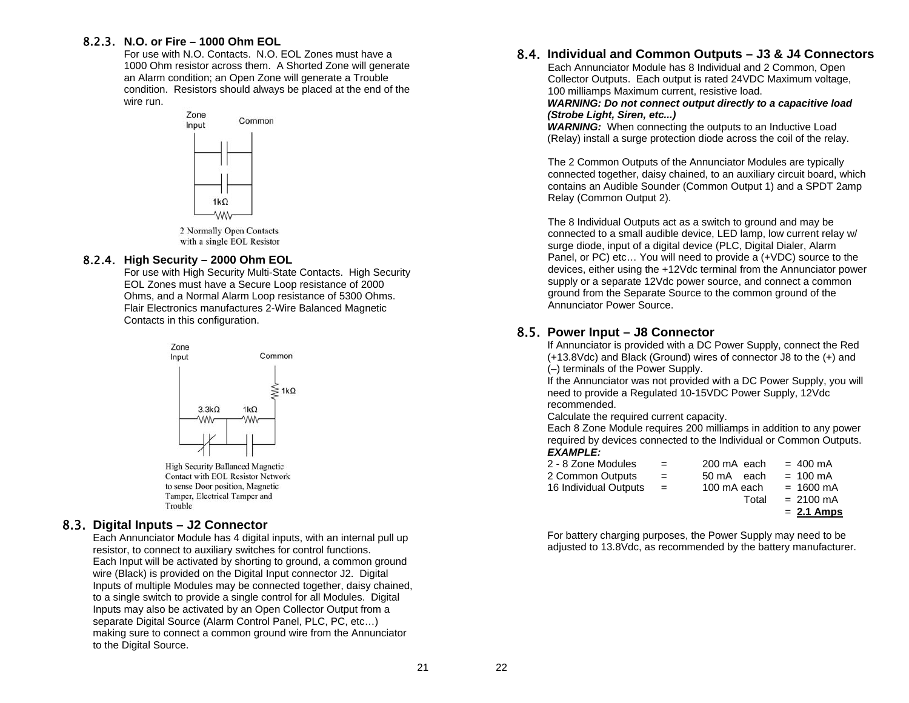### 8.2.3. N.O. or Fire – 1000 Ohm EOL

For use with N.O. Contacts. N.O. EOL Zones must have a 1000 Ohm resistor across them. A Shorted Zone will generate an Alarm condition; an Open Zone will generate a Trouble condition. Resistors should always be placed at the end of the wire run.

Zone Input    Common

1kΩ

2 Normally Open Contacts with a single EOL Resistor

### 8.2.4. High Security – 2000 Ohm EOL

For use with High Security Multi-State Contacts. High Security EOL Zones must have a Secure Loop resistance of 2000 Ohms, and a Normal Alarm Loop resistance of 5300 Ohms. Flair Electronics manufactures 2-Wire Balanced Magnetic Contacts in this configuration.

Zone Input    Common

1kΩ    3.3kΩ    1kΩ

High Security Ballanced Magnetic Contact with EOL Resistor Network to sense Door position, Magnetic Tamper, Electrical Tamper and Trouble

## 8.3. Digital Inputs – J2 Connector

Each Annunciator Module has 4 digital inputs, with an internal pull up resistor, to connect to auxiliary switches for control functions. Each Input will be activated by shorting to ground, a common ground wire (Black) is provided on the Digital Input connector J2. Digital Inputs of multiple Modules may be connected together, daisy chained, to a single switch to provide a single control for all Modules. Digital Inputs may also be activated by an Open Collector Output from a separate Digital Source (Alarm Control Panel, PLC, PC, etc…) making sure to connect a common ground wire from the Annunciator to the Digital Source.

## 8.4. Individual and Common Outputs – J3 & J4 Connectors

Each Annunciator Module has 8 Individual and 2 Common, Open Collector Outputs. Each output is rated 24VDC Maximum voltage, 100 milliamps Maximum current, resistive load.

***WARNING: Do not connect output directly to a capacitive load (Strobe Light, Siren, etc...)***

***WARNING:*** When connecting the outputs to an Inductive Load (Relay) install a surge protection diode across the coil of the relay.

The 2 Common Outputs of the Annunciator Modules are typically connected together, daisy chained, to an auxiliary circuit board, which contains an Audible Sounder (Common Output 1) and a SPDT 2amp Relay (Common Output 2).

The 8 Individual Outputs act as a switch to ground and may be connected to a small audible device, LED lamp, low current relay w/ surge diode, input of a digital device (PLC, Digital Dialer, Alarm Panel, or PC) etc… You will need to provide a (+VDC) source to the devices, either using the +12Vdc terminal from the Annunciator power supply or a separate 12Vdc power source, and connect a common ground from the Separate Source to the common ground of the Annunciator Power Source.

## 8.5. Power Input – J8 Connector

If Annunciator is provided with a DC Power Supply, connect the Red (+13.8Vdc) and Black (Ground) wires of connector J8 to the (+) and (–) terminals of the Power Supply.

If the Annunciator was not provided with a DC Power Supply, you will need to provide a Regulated 10-15VDC Power Supply, 12Vdc recommended.

Calculate the required current capacity.

Each 8 Zone Module requires 200 milliamps in addition to any power required by devices connected to the Individual or Common Outputs.

***EXAMPLE:***

| | | | |
|---|---|---|---|
| 2 - 8 Zone Modules | = | 200 mA each | = 400 mA |
| 2 Common Outputs | = | 50 mA each | = 100 mA |
| 16 Individual Outputs | = | 100 mA each | = 1600 mA |
| | | Total | = 2100 mA |
| | | | = **2.1 Amps** |

For battery charging purposes, the Power Supply may need to be adjusted to 13.8Vdc, as recommended by the battery manufacturer.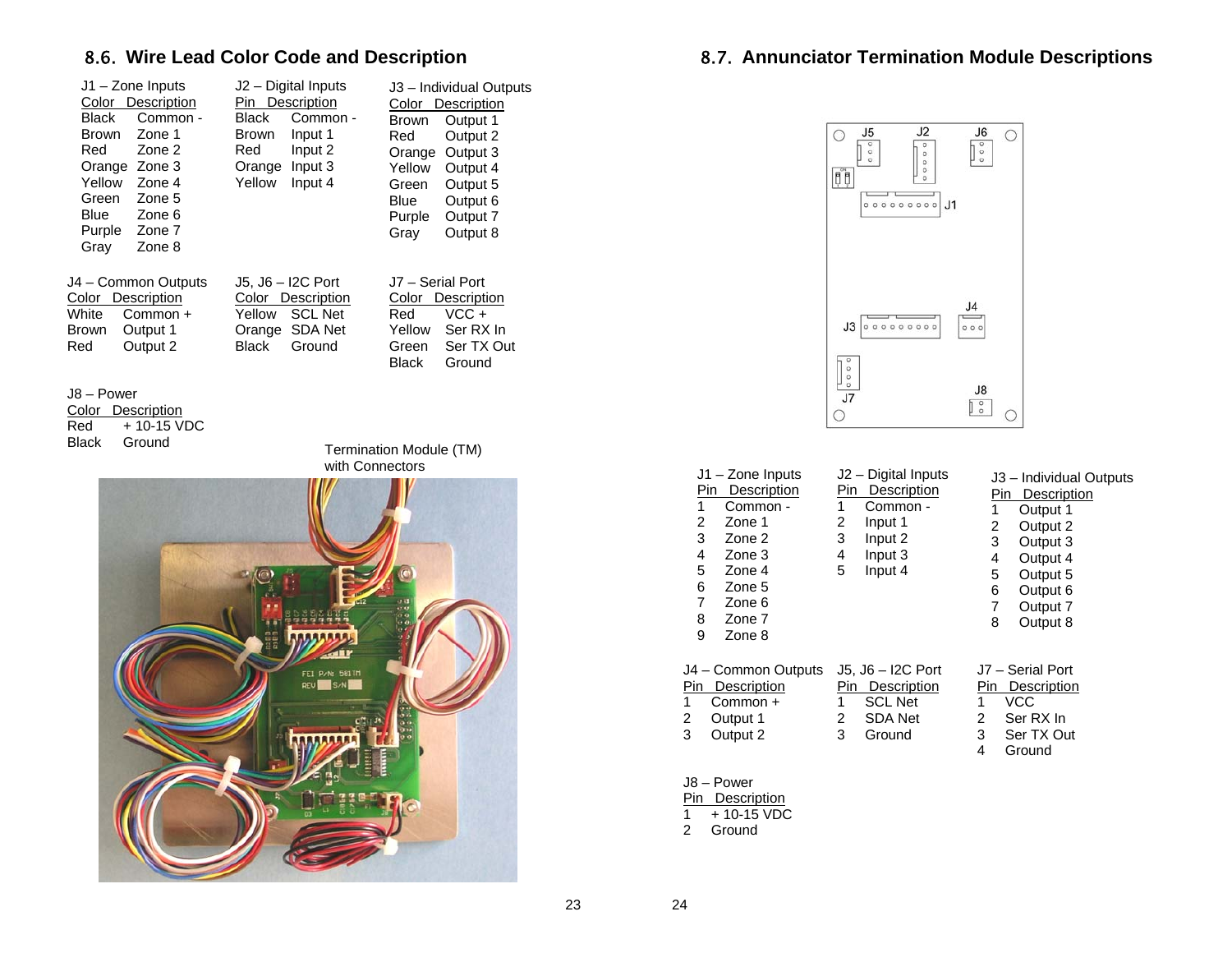## 8.6. Wire Lead Color Code and Description

**J1 – Zone Inputs**

| Color | Description |
|---|---|
| Black | Common - |
| Brown | Zone 1 |
| Red | Zone 2 |
| Orange | Zone 3 |
| Yellow | Zone 4 |
| Green | Zone 5 |
| Blue | Zone 6 |
| Purple | Zone 7 |
| Gray | Zone 8 |

**J2 – Digital Inputs**

| Pin | Description |
|---|---|
| Black | Common - |
| Brown | Input 1 |
| Red | Input 2 |
| Orange | Input 3 |
| Yellow | Input 4 |

**J3 – Individual Outputs**

| Color | Description |
|---|---|
| Brown | Output 1 |
| Red | Output 2 |
| Orange | Output 3 |
| Yellow | Output 4 |
| Green | Output 5 |
| Blue | Output 6 |
| Purple | Output 7 |
| Gray | Output 8 |

**J4 – Common Outputs**

| Color | Description |
|---|---|
| White | Common + |
| Brown | Output 1 |
| Red | Output 2 |

**J5, J6 – I2C Port**

| Color | Description |
|---|---|
| Yellow | SCL Net |
| Orange | SDA Net |
| Black | Ground |

**J7 – Serial Port**

| Color | Description |
|---|---|
| Red | VCC + |
| Yellow | Ser RX In |
| Green | Ser TX Out |
| Black | Ground |

**J8 – Power**

| Color | Description |
|---|---|
| Red | + 10-15 VDC |
| Black | Ground |

Termination Module (TM) with Connectors

## 8.7. Annunciator Termination Module Descriptions

**J1 – Zone Inputs**

| Pin | Description |
|---|---|
| 1 | Common - |
| 2 | Zone 1 |
| 3 | Zone 2 |
| 4 | Zone 3 |
| 5 | Zone 4 |
| 6 | Zone 5 |
| 7 | Zone 6 |
| 8 | Zone 7 |
| 9 | Zone 8 |

**J2 – Digital Inputs**

| Pin | Description |
|---|---|
| 1 | Common - |
| 2 | Input 1 |
| 3 | Input 2 |
| 4 | Input 3 |
| 5 | Input 4 |

**J3 – Individual Outputs**

| Pin | Description |
|---|---|
| 1 | Output 1 |
| 2 | Output 2 |
| 3 | Output 3 |
| 4 | Output 4 |
| 5 | Output 5 |
| 6 | Output 6 |
| 7 | Output 7 |
| 8 | Output 8 |

**J4 – Common Outputs**

| Pin | Description |
|---|---|
| 1 | Common + |
| 2 | Output 1 |
| 3 | Output 2 |

**J5, J6 – I2C Port**

| Pin | Description |
|---|---|
| 1 | SCL Net |
| 2 | SDA Net |
| 3 | Ground |

**J7 – Serial Port**

| Pin | Description |
|---|---|
| 1 | VCC |
| 2 | Ser RX In |
| 3 | Ser TX Out |
| 4 | Ground |

**J8 – Power**

| Pin | Description |
|---|---|
| 1 | + 10-15 VDC |
| 2 | Ground |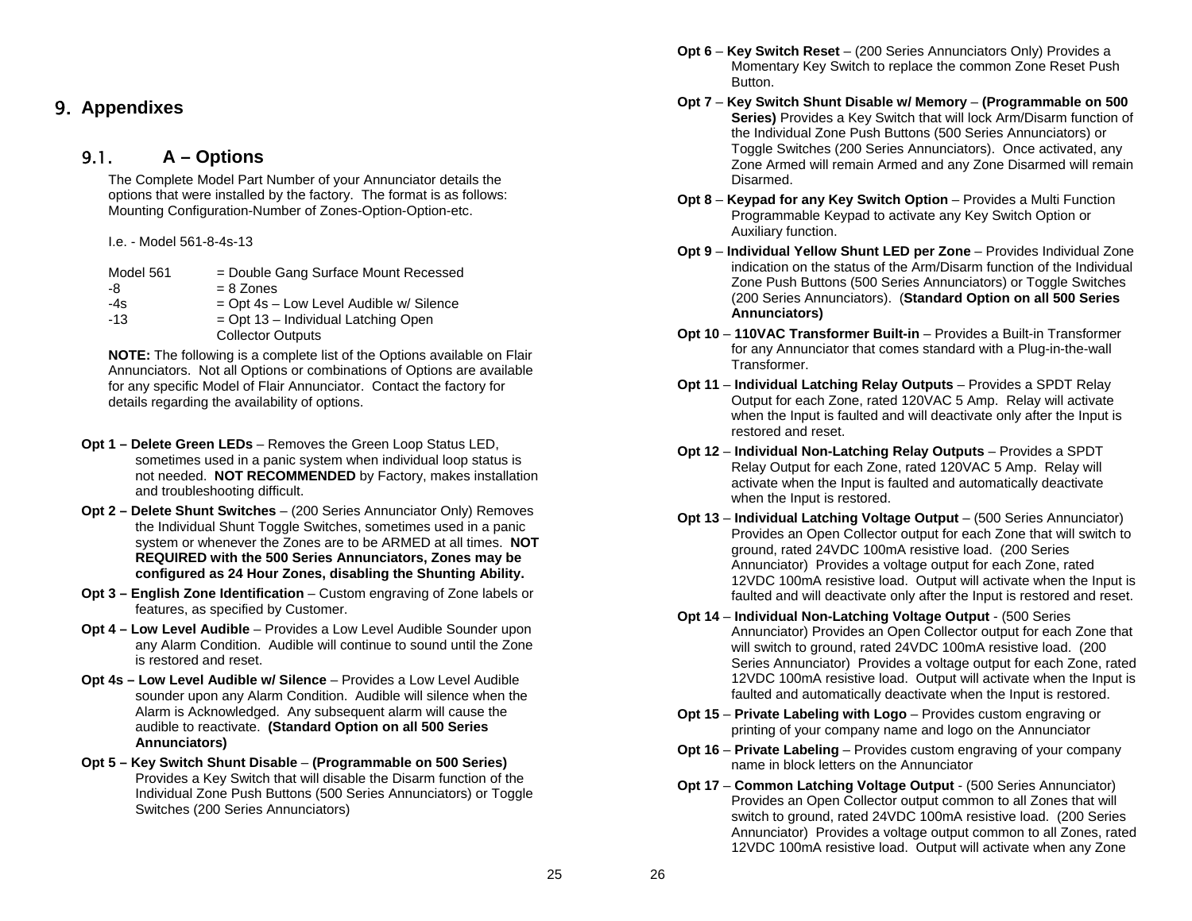# 9. Appendixes

## 9.1. A – Options

The Complete Model Part Number of your Annunciator details the options that were installed by the factory. The format is as follows: Mounting Configuration-Number of Zones-Option-Option-etc.

I.e. - Model 561-8-4s-13

| | |
|---|---|
| Model 561 | = Double Gang Surface Mount Recessed |
| -8 | = 8 Zones |
| -4s | = Opt 4s – Low Level Audible w/ Silence |
| -13 | = Opt 13 – Individual Latching Open Collector Outputs |

**NOTE:** The following is a complete list of the Options available on Flair Annunciators. Not all Options or combinations of Options are available for any specific Model of Flair Annunciator. Contact the factory for details regarding the availability of options.

**Opt 1 – Delete Green LEDs** – Removes the Green Loop Status LED, sometimes used in a panic system when individual loop status is not needed. **NOT RECOMMENDED** by Factory, makes installation and troubleshooting difficult.

**Opt 2 – Delete Shunt Switches** – (200 Series Annunciator Only) Removes the Individual Shunt Toggle Switches, sometimes used in a panic system or whenever the Zones are to be ARMED at all times. **NOT REQUIRED with the 500 Series Annunciators, Zones may be configured as 24 Hour Zones, disabling the Shunting Ability.**

**Opt 3 – English Zone Identification** – Custom engraving of Zone labels or features, as specified by Customer.

**Opt 4 – Low Level Audible** – Provides a Low Level Audible Sounder upon any Alarm Condition. Audible will continue to sound until the Zone is restored and reset.

**Opt 4s – Low Level Audible w/ Silence** – Provides a Low Level Audible sounder upon any Alarm Condition. Audible will silence when the Alarm is Acknowledged. Any subsequent alarm will cause the audible to reactivate. **(Standard Option on all 500 Series Annunciators)**

**Opt 5 – Key Switch Shunt Disable** – **(Programmable on 500 Series)** Provides a Key Switch that will disable the Disarm function of the Individual Zone Push Buttons (500 Series Annunciators) or Toggle Switches (200 Series Annunciators)

**Opt 6** – **Key Switch Reset** – (200 Series Annunciators Only) Provides a Momentary Key Switch to replace the common Zone Reset Push Button.

**Opt 7** – **Key Switch Shunt Disable w/ Memory** – **(Programmable on 500 Series)** Provides a Key Switch that will lock Arm/Disarm function of the Individual Zone Push Buttons (500 Series Annunciators) or Toggle Switches (200 Series Annunciators). Once activated, any Zone Armed will remain Armed and any Zone Disarmed will remain Disarmed.

**Opt 8** – **Keypad for any Key Switch Option** – Provides a Multi Function Programmable Keypad to activate any Key Switch Option or Auxiliary function.

**Opt 9** – **Individual Yellow Shunt LED per Zone** – Provides Individual Zone indication on the status of the Arm/Disarm function of the Individual Zone Push Buttons (500 Series Annunciators) or Toggle Switches (200 Series Annunciators). (**Standard Option on all 500 Series Annunciators)**

**Opt 10** – **110VAC Transformer Built-in** – Provides a Built-in Transformer for any Annunciator that comes standard with a Plug-in-the-wall Transformer.

**Opt 11** – **Individual Latching Relay Outputs** – Provides a SPDT Relay Output for each Zone, rated 120VAC 5 Amp. Relay will activate when the Input is faulted and will deactivate only after the Input is restored and reset.

**Opt 12** – **Individual Non-Latching Relay Outputs** – Provides a SPDT Relay Output for each Zone, rated 120VAC 5 Amp. Relay will activate when the Input is faulted and automatically deactivate when the Input is restored.

**Opt 13** – **Individual Latching Voltage Output** – (500 Series Annunciator) Provides an Open Collector output for each Zone that will switch to ground, rated 24VDC 100mA resistive load. (200 Series Annunciator) Provides a voltage output for each Zone, rated 12VDC 100mA resistive load. Output will activate when the Input is faulted and will deactivate only after the Input is restored and reset.

**Opt 14** – **Individual Non-Latching Voltage Output** - (500 Series Annunciator) Provides an Open Collector output for each Zone that will switch to ground, rated 24VDC 100mA resistive load. (200 Series Annunciator) Provides a voltage output for each Zone, rated 12VDC 100mA resistive load. Output will activate when the Input is faulted and automatically deactivate when the Input is restored.

**Opt 15** – **Private Labeling with Logo** – Provides custom engraving or printing of your company name and logo on the Annunciator

**Opt 16** – **Private Labeling** – Provides custom engraving of your company name in block letters on the Annunciator

**Opt 17** – **Common Latching Voltage Output** - (500 Series Annunciator) Provides an Open Collector output common to all Zones that will switch to ground, rated 24VDC 100mA resistive load. (200 Series Annunciator) Provides a voltage output common to all Zones, rated 12VDC 100mA resistive load. Output will activate when any Zone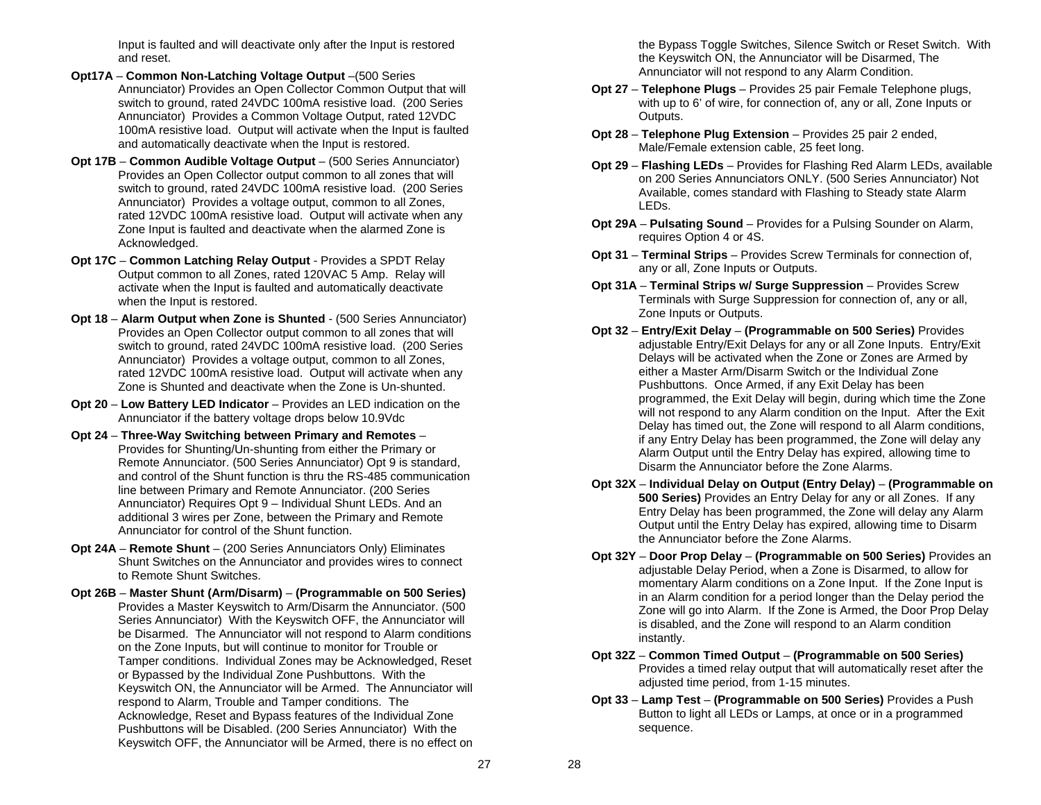Input is faulted and will deactivate only after the Input is restored and reset.

**Opt17A** – **Common Non-Latching Voltage Output** –(500 Series Annunciator) Provides an Open Collector Common Output that will switch to ground, rated 24VDC 100mA resistive load. (200 Series Annunciator) Provides a Common Voltage Output, rated 12VDC 100mA resistive load. Output will activate when the Input is faulted and automatically deactivate when the Input is restored.

**Opt 17B** – **Common Audible Voltage Output** – (500 Series Annunciator) Provides an Open Collector output common to all zones that will switch to ground, rated 24VDC 100mA resistive load. (200 Series Annunciator) Provides a voltage output, common to all Zones, rated 12VDC 100mA resistive load. Output will activate when any Zone Input is faulted and deactivate when the alarmed Zone is Acknowledged.

**Opt 17C** – **Common Latching Relay Output** - Provides a SPDT Relay Output common to all Zones, rated 120VAC 5 Amp. Relay will activate when the Input is faulted and automatically deactivate when the Input is restored.

**Opt 18** – **Alarm Output when Zone is Shunted** - (500 Series Annunciator) Provides an Open Collector output common to all zones that will switch to ground, rated 24VDC 100mA resistive load. (200 Series Annunciator) Provides a voltage output, common to all Zones, rated 12VDC 100mA resistive load. Output will activate when any Zone is Shunted and deactivate when the Zone is Un-shunted.

**Opt 20** – **Low Battery LED Indicator** – Provides an LED indication on the Annunciator if the battery voltage drops below 10.9Vdc

**Opt 24** – **Three-Way Switching between Primary and Remotes** – Provides for Shunting/Un-shunting from either the Primary or Remote Annunciator. (500 Series Annunciator) Opt 9 is standard, and control of the Shunt function is thru the RS-485 communication line between Primary and Remote Annunciator. (200 Series Annunciator) Requires Opt 9 – Individual Shunt LEDs. And an additional 3 wires per Zone, between the Primary and Remote Annunciator for control of the Shunt function.

**Opt 24A** – **Remote Shunt** – (200 Series Annunciators Only) Eliminates Shunt Switches on the Annunciator and provides wires to connect to Remote Shunt Switches.

**Opt 26B** – **Master Shunt (Arm/Disarm)** – **(Programmable on 500 Series)** Provides a Master Keyswitch to Arm/Disarm the Annunciator. (500 Series Annunciator) With the Keyswitch OFF, the Annunciator will be Disarmed. The Annunciator will not respond to Alarm conditions on the Zone Inputs, but will continue to monitor for Trouble or Tamper conditions. Individual Zones may be Acknowledged, Reset or Bypassed by the Individual Zone Pushbuttons. With the Keyswitch ON, the Annunciator will be Armed. The Annunciator will respond to Alarm, Trouble and Tamper conditions. The Acknowledge, Reset and Bypass features of the Individual Zone Pushbuttons will be Disabled. (200 Series Annunciator) With the Keyswitch OFF, the Annunciator will be Armed, there is no effect on the Bypass Toggle Switches, Silence Switch or Reset Switch. With the Keyswitch ON, the Annunciator will be Disarmed, The Annunciator will not respond to any Alarm Condition.

**Opt 27** – **Telephone Plugs** – Provides 25 pair Female Telephone plugs, with up to 6' of wire, for connection of, any or all, Zone Inputs or Outputs.

**Opt 28** – **Telephone Plug Extension** – Provides 25 pair 2 ended, Male/Female extension cable, 25 feet long.

**Opt 29** – **Flashing LEDs** – Provides for Flashing Red Alarm LEDs, available on 200 Series Annunciators ONLY. (500 Series Annunciator) Not Available, comes standard with Flashing to Steady state Alarm LEDs.

**Opt 29A** – **Pulsating Sound** – Provides for a Pulsing Sounder on Alarm, requires Option 4 or 4S.

**Opt 31** – **Terminal Strips** – Provides Screw Terminals for connection of, any or all, Zone Inputs or Outputs.

**Opt 31A** – **Terminal Strips w/ Surge Suppression** – Provides Screw Terminals with Surge Suppression for connection of, any or all, Zone Inputs or Outputs.

**Opt 32** – **Entry/Exit Delay** – **(Programmable on 500 Series)** Provides adjustable Entry/Exit Delays for any or all Zone Inputs. Entry/Exit Delays will be activated when the Zone or Zones are Armed by either a Master Arm/Disarm Switch or the Individual Zone Pushbuttons. Once Armed, if any Exit Delay has been programmed, the Exit Delay will begin, during which time the Zone will not respond to any Alarm condition on the Input. After the Exit Delay has timed out, the Zone will respond to all Alarm conditions, if any Entry Delay has been programmed, the Zone will delay any Alarm Output until the Entry Delay has expired, allowing time to Disarm the Annunciator before the Zone Alarms.

**Opt 32X** – **Individual Delay on Output (Entry Delay)** – **(Programmable on 500 Series)** Provides an Entry Delay for any or all Zones. If any Entry Delay has been programmed, the Zone will delay any Alarm Output until the Entry Delay has expired, allowing time to Disarm the Annunciator before the Zone Alarms.

**Opt 32Y** – **Door Prop Delay** – **(Programmable on 500 Series)** Provides an adjustable Delay Period, when a Zone is Disarmed, to allow for momentary Alarm conditions on a Zone Input. If the Zone Input is in an Alarm condition for a period longer than the Delay period the Zone will go into Alarm. If the Zone is Armed, the Door Prop Delay is disabled, and the Zone will respond to an Alarm condition instantly.

**Opt 32Z** – **Common Timed Output** – **(Programmable on 500 Series)** Provides a timed relay output that will automatically reset after the adjusted time period, from 1-15 minutes.

**Opt 33** – **Lamp Test** – **(Programmable on 500 Series)** Provides a Push Button to light all LEDs or Lamps, at once or in a programmed sequence.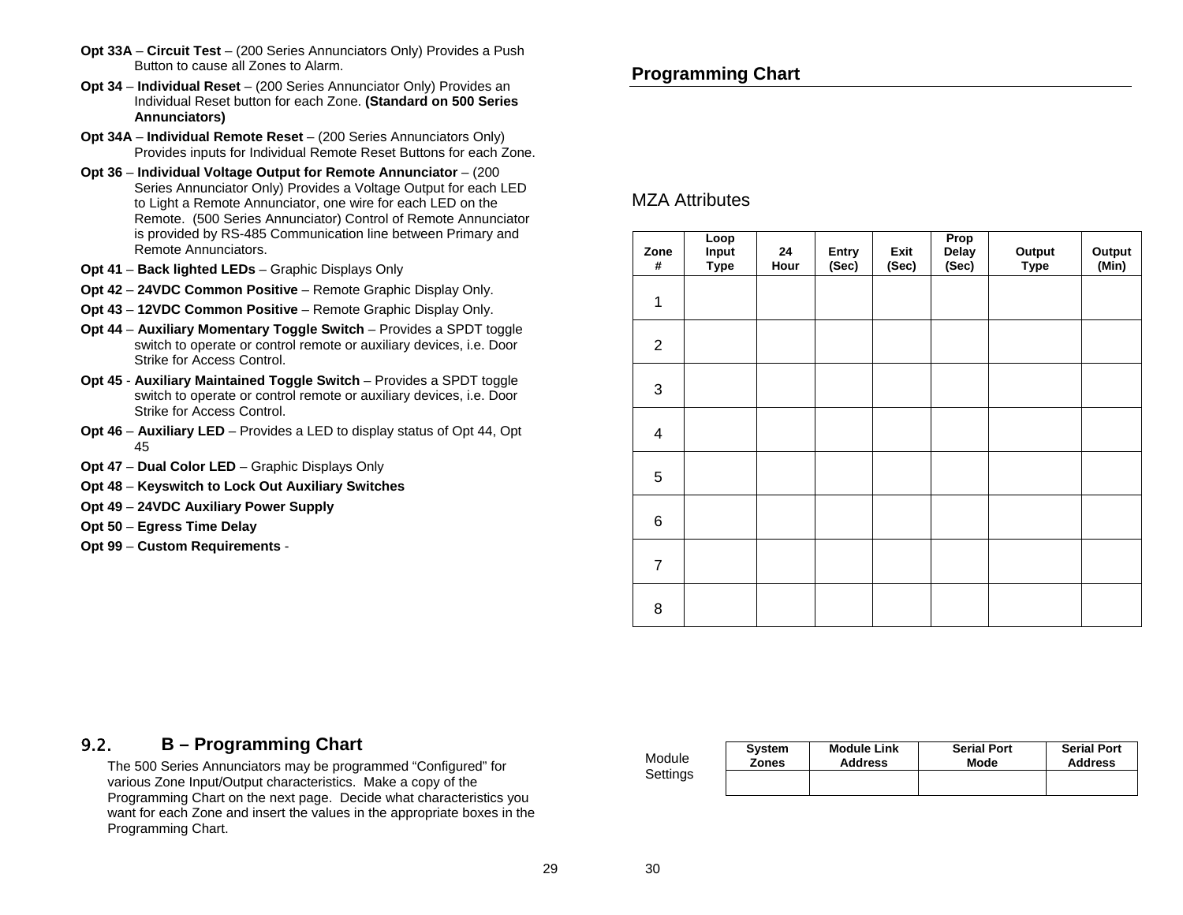**Opt 33A** – **Circuit Test** – (200 Series Annunciators Only) Provides a Push Button to cause all Zones to Alarm.

**Opt 34** – **Individual Reset** – (200 Series Annunciator Only) Provides an Individual Reset button for each Zone. **(Standard on 500 Series Annunciators)**

**Opt 34A** – **Individual Remote Reset** – (200 Series Annunciators Only) Provides inputs for Individual Remote Reset Buttons for each Zone.

**Opt 36** – **Individual Voltage Output for Remote Annunciator** – (200 Series Annunciator Only) Provides a Voltage Output for each LED to Light a Remote Annunciator, one wire for each LED on the Remote. (500 Series Annunciator) Control of Remote Annunciator is provided by RS-485 Communication line between Primary and Remote Annunciators.

**Opt 41** – **Back lighted LEDs** – Graphic Displays Only

**Opt 42** – **24VDC Common Positive** – Remote Graphic Display Only.

**Opt 43** – **12VDC Common Positive** – Remote Graphic Display Only.

**Opt 44** – **Auxiliary Momentary Toggle Switch** – Provides a SPDT toggle switch to operate or control remote or auxiliary devices, i.e. Door Strike for Access Control.

**Opt 45** - **Auxiliary Maintained Toggle Switch** – Provides a SPDT toggle switch to operate or control remote or auxiliary devices, i.e. Door Strike for Access Control.

**Opt 46** – **Auxiliary LED** – Provides a LED to display status of Opt 44, Opt 45

**Opt 47** – **Dual Color LED** – Graphic Displays Only

**Opt 48** – **Keyswitch to Lock Out Auxiliary Switches**

**Opt 49** – **24VDC Auxiliary Power Supply**

**Opt 50** – **Egress Time Delay**

**Opt 99** – **Custom Requirements** -

## 9.2. B – Programming Chart

The 500 Series Annunciators may be programmed “Configured” for various Zone Input/Output characteristics. Make a copy of the Programming Chart on the next page. Decide what characteristics you want for each Zone and insert the values in the appropriate boxes in the Programming Chart.

## Programming Chart

MZA Attributes

| Zone # | Loop Input Type | 24 Hour | Entry (Sec) | Exit (Sec) | Prop Delay (Sec) | Output Type | Output (Min) |
|---|---|---|---|---|---|---|---|
| 1 | | | | | | | |
| 2 | | | | | | | |
| 3 | | | | | | | |
| 4 | | | | | | | |
| 5 | | | | | | | |
| 6 | | | | | | | |
| 7 | | | | | | | |
| 8 | | | | | | | |

Module Settings

| System Zones | Module Link Address | Serial Port Mode | Serial Port Address |
|---|---|---|---|
| | | | |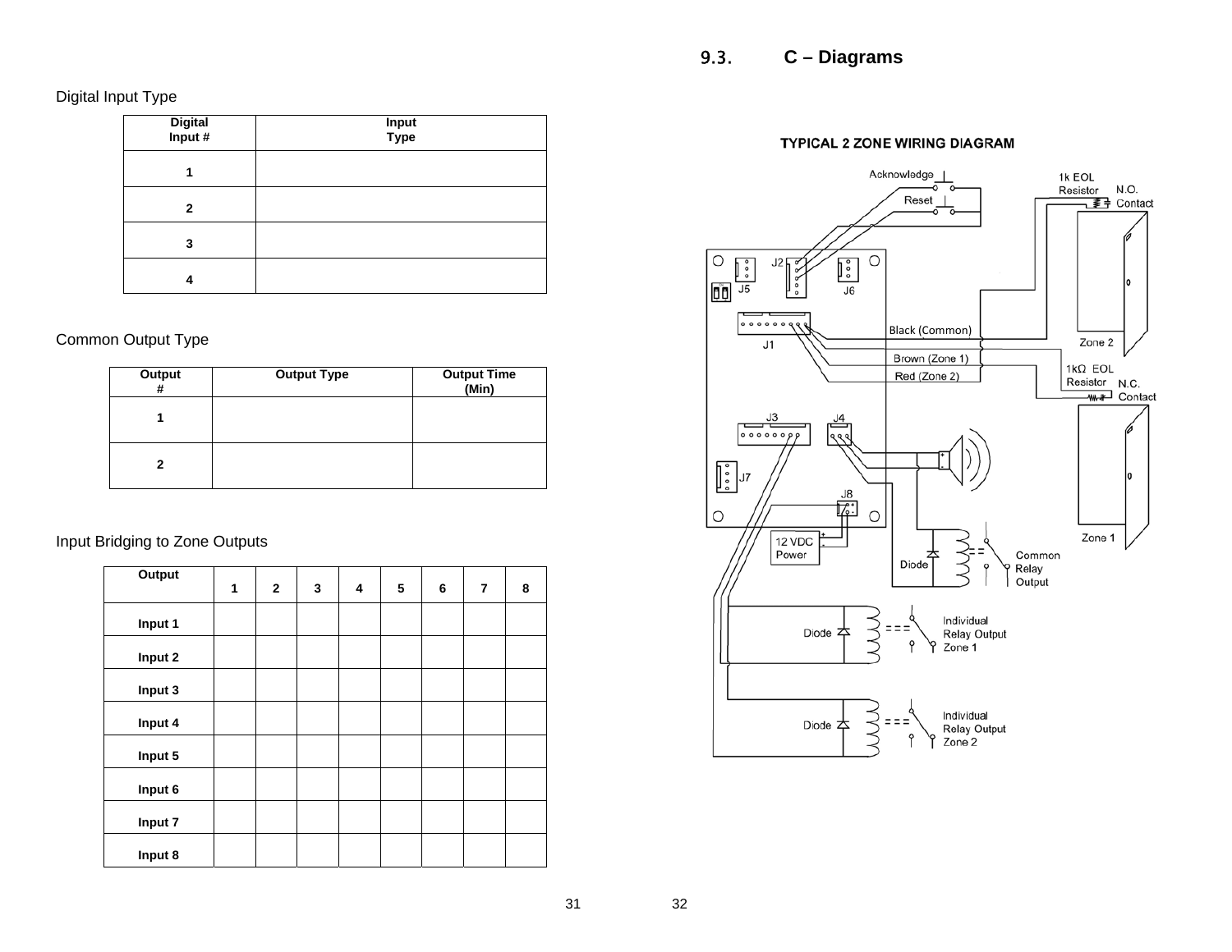Digital Input Type

| Digital Input # | Input Type |
|---|---|
| 1 | |
| 2 | |
| 3 | |
| 4 | |

Common Output Type

| Output # | Output Type | Output Time (Min) |
|---|---|---|
| 1 | | |
| 2 | | |

Input Bridging to Zone Outputs

| Output | 1 | 2 | 3 | 4 | 5 | 6 | 7 | 8 |
|---|---|---|---|---|---|---|---|---|
| Input 1 | | | | | | | | |
| Input 2 | | | | | | | | |
| Input 3 | | | | | | | | |
| Input 4 | | | | | | | | |
| Input 5 | | | | | | | | |
| Input 6 | | | | | | | | |
| Input 7 | | | | | | | | |
| Input 8 | | | | | | | | |

## 9.3. C – Diagrams

TYPICAL 2 ZONE WIRING DIAGRAM

Acknowledge
Reset
1k EOL Resistor
N.O. Contact
J2
J5
J6
J1
Black (Common)
Brown (Zone 1)
Red (Zone 2)
Zone 2
1kΩ EOL Resistor
N.C. Contact
J3
J4
J7
J8
12 VDC Power
Diode
Common Relay Output
Zone 1
Diode
Individual Relay Output Zone 1
Diode
Individual Relay Output Zone 2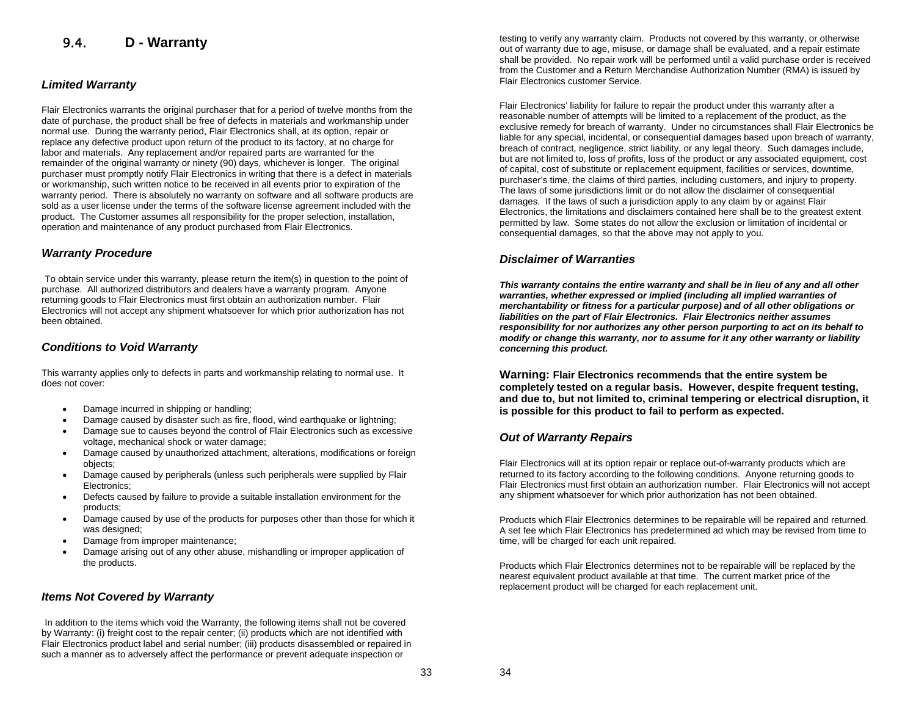## 9.4. D - Warranty

### *Limited Warranty*

Flair Electronics warrants the original purchaser that for a period of twelve months from the date of purchase, the product shall be free of defects in materials and workmanship under normal use. During the warranty period, Flair Electronics shall, at its option, repair or replace any defective product upon return of the product to its factory, at no charge for labor and materials. Any replacement and/or repaired parts are warranted for the remainder of the original warranty or ninety (90) days, whichever is longer. The original purchaser must promptly notify Flair Electronics in writing that there is a defect in materials or workmanship, such written notice to be received in all events prior to expiration of the warranty period. There is absolutely no warranty on software and all software products are sold as a user license under the terms of the software license agreement included with the product. The Customer assumes all responsibility for the proper selection, installation, operation and maintenance of any product purchased from Flair Electronics.

### *Warranty Procedure*

To obtain service under this warranty, please return the item(s) in question to the point of purchase. All authorized distributors and dealers have a warranty program. Anyone returning goods to Flair Electronics must first obtain an authorization number. Flair Electronics will not accept any shipment whatsoever for which prior authorization has not been obtained.

### *Conditions to Void Warranty*

This warranty applies only to defects in parts and workmanship relating to normal use. It does not cover:

- Damage incurred in shipping or handling;
- Damage caused by disaster such as fire, flood, wind earthquake or lightning;
- Damage sue to causes beyond the control of Flair Electronics such as excessive voltage, mechanical shock or water damage;
- Damage caused by unauthorized attachment, alterations, modifications or foreign objects;
- Damage caused by peripherals (unless such peripherals were supplied by Flair Electronics;
- Defects caused by failure to provide a suitable installation environment for the products;
- Damage caused by use of the products for purposes other than those for which it was designed;
- Damage from improper maintenance;
- Damage arising out of any other abuse, mishandling or improper application of the products.

### *Items Not Covered by Warranty*

In addition to the items which void the Warranty, the following items shall not be covered by Warranty: (i) freight cost to the repair center; (ii) products which are not identified with Flair Electronics product label and serial number; (iii) products disassembled or repaired in such a manner as to adversely affect the performance or prevent adequate inspection or testing to verify any warranty claim. Products not covered by this warranty, or otherwise out of warranty due to age, misuse, or damage shall be evaluated, and a repair estimate shall be provided. No repair work will be performed until a valid purchase order is received from the Customer and a Return Merchandise Authorization Number (RMA) is issued by Flair Electronics customer Service.

Flair Electronics' liability for failure to repair the product under this warranty after a reasonable number of attempts will be limited to a replacement of the product, as the exclusive remedy for breach of warranty. Under no circumstances shall Flair Electronics be liable for any special, incidental, or consequential damages based upon breach of warranty, breach of contract, negligence, strict liability, or any legal theory. Such damages include, but are not limited to, loss of profits, loss of the product or any associated equipment, cost of capital, cost of substitute or replacement equipment, facilities or services, downtime, purchaser's time, the claims of third parties, including customers, and injury to property. The laws of some jurisdictions limit or do not allow the disclaimer of consequential damages. If the laws of such a jurisdiction apply to any claim by or against Flair Electronics, the limitations and disclaimers contained here shall be to the greatest extent permitted by law. Some states do not allow the exclusion or limitation of incidental or consequential damages, so that the above may not apply to you.

### *Disclaimer of Warranties*

***This warranty contains the entire warranty and shall be in lieu of any and all other warranties, whether expressed or implied (including all implied warranties of merchantability or fitness for a particular purpose) and of all other obligations or liabilities on the part of Flair Electronics. Flair Electronics neither assumes responsibility for nor authorizes any other person purporting to act on its behalf to modify or change this warranty, nor to assume for it any other warranty or liability concerning this product.***

**Warning: Flair Electronics recommends that the entire system be completely tested on a regular basis. However, despite frequent testing, and due to, but not limited to, criminal tempering or electrical disruption, it is possible for this product to fail to perform as expected.**

### *Out of Warranty Repairs*

Flair Electronics will at its option repair or replace out-of-warranty products which are returned to its factory according to the following conditions. Anyone returning goods to Flair Electronics must first obtain an authorization number. Flair Electronics will not accept any shipment whatsoever for which prior authorization has not been obtained.

Products which Flair Electronics determines to be repairable will be repaired and returned. A set fee which Flair Electronics has predetermined ad which may be revised from time to time, will be charged for each unit repaired.

Products which Flair Electronics determines not to be repairable will be replaced by the nearest equivalent product available at that time. The current market price of the replacement product will be charged for each replacement unit.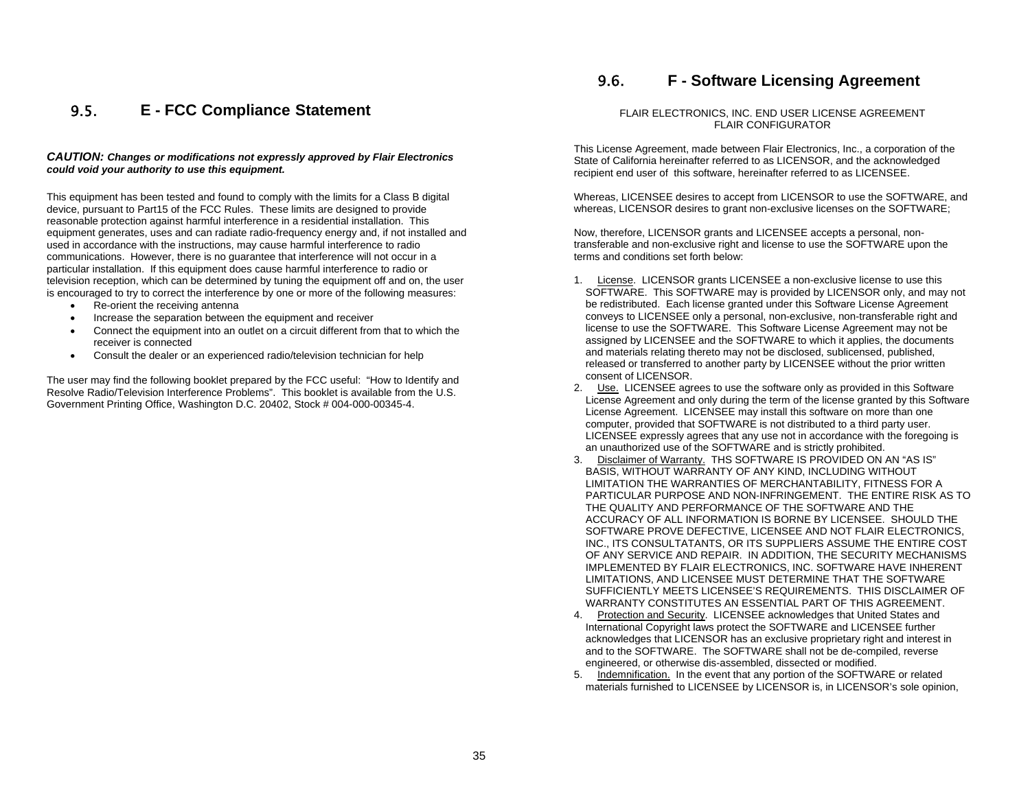## 9.5. E - FCC Compliance Statement

***CAUTION:*** ***Changes or modifications not expressly approved by Flair Electronics could void your authority to use this equipment.***

This equipment has been tested and found to comply with the limits for a Class B digital device, pursuant to Part15 of the FCC Rules. These limits are designed to provide reasonable protection against harmful interference in a residential installation. This equipment generates, uses and can radiate radio-frequency energy and, if not installed and used in accordance with the instructions, may cause harmful interference to radio communications. However, there is no guarantee that interference will not occur in a particular installation. If this equipment does cause harmful interference to radio or television reception, which can be determined by tuning the equipment off and on, the user is encouraged to try to correct the interference by one or more of the following measures:

- Re-orient the receiving antenna
- Increase the separation between the equipment and receiver
- Connect the equipment into an outlet on a circuit different from that to which the receiver is connected
- Consult the dealer or an experienced radio/television technician for help

The user may find the following booklet prepared by the FCC useful: "How to Identify and Resolve Radio/Television Interference Problems". This booklet is available from the U.S. Government Printing Office, Washington D.C. 20402, Stock # 004-000-00345-4.

## 9.6. F - Software Licensing Agreement

FLAIR ELECTRONICS, INC. END USER LICENSE AGREEMENT
FLAIR CONFIGURATOR

This License Agreement, made between Flair Electronics, Inc., a corporation of the State of California hereinafter referred to as LICENSOR, and the acknowledged recipient end user of this software, hereinafter referred to as LICENSEE.

Whereas, LICENSEE desires to accept from LICENSOR to use the SOFTWARE, and whereas, LICENSOR desires to grant non-exclusive licenses on the SOFTWARE;

Now, therefore, LICENSOR grants and LICENSEE accepts a personal, non-transferable and non-exclusive right and license to use the SOFTWARE upon the terms and conditions set forth below:

1. License. LICENSOR grants LICENSEE a non-exclusive license to use this SOFTWARE. This SOFTWARE may is provided by LICENSOR only, and may not be redistributed. Each license granted under this Software License Agreement conveys to LICENSEE only a personal, non-exclusive, non-transferable right and license to use the SOFTWARE. This Software License Agreement may not be assigned by LICENSEE and the SOFTWARE to which it applies, the documents and materials relating thereto may not be disclosed, sublicensed, published, released or transferred to another party by LICENSEE without the prior written consent of LICENSOR.
2. Use. LICENSEE agrees to use the software only as provided in this Software License Agreement and only during the term of the license granted by this Software License Agreement. LICENSEE may install this software on more than one computer, provided that SOFTWARE is not distributed to a third party user. LICENSEE expressly agrees that any use not in accordance with the foregoing is an unauthorized use of the SOFTWARE and is strictly prohibited.
3. Disclaimer of Warranty. THS SOFTWARE IS PROVIDED ON AN "AS IS" BASIS, WITHOUT WARRANTY OF ANY KIND, INCLUDING WITHOUT LIMITATION THE WARRANTIES OF MERCHANTABILITY, FITNESS FOR A PARTICULAR PURPOSE AND NON-INFRINGEMENT. THE ENTIRE RISK AS TO THE QUALITY AND PERFORMANCE OF THE SOFTWARE AND THE ACCURACY OF ALL INFORMATION IS BORNE BY LICENSEE. SHOULD THE SOFTWARE PROVE DEFECTIVE, LICENSEE AND NOT FLAIR ELECTRONICS, INC., ITS CONSULTATANTS, OR ITS SUPPLIERS ASSUME THE ENTIRE COST OF ANY SERVICE AND REPAIR. IN ADDITION, THE SECURITY MECHANISMS IMPLEMENTED BY FLAIR ELECTRONICS, INC. SOFTWARE HAVE INHERENT LIMITATIONS, AND LICENSEE MUST DETERMINE THAT THE SOFTWARE SUFFICIENTLY MEETS LICENSEE'S REQUIREMENTS. THIS DISCLAIMER OF WARRANTY CONSTITUTES AN ESSENTIAL PART OF THIS AGREEMENT.
4. Protection and Security. LICENSEE acknowledges that United States and International Copyright laws protect the SOFTWARE and LICENSEE further acknowledges that LICENSOR has an exclusive proprietary right and interest in and to the SOFTWARE. The SOFTWARE shall not be de-compiled, reverse engineered, or otherwise dis-assembled, dissected or modified.
5. Indemnification. In the event that any portion of the SOFTWARE or related materials furnished to LICENSEE by LICENSOR is, in LICENSOR's sole opinion,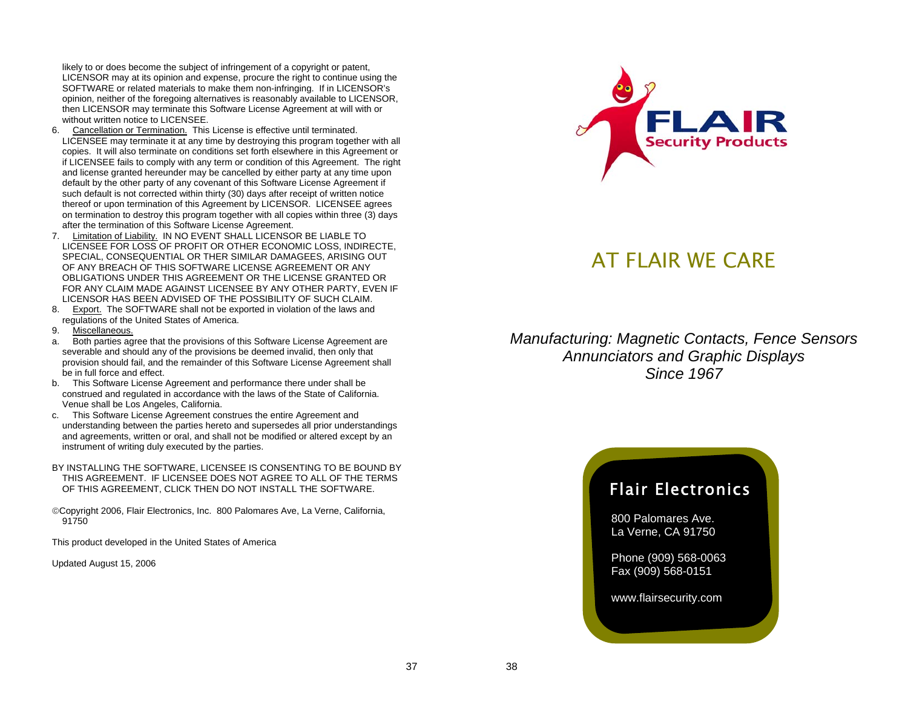likely to or does become the subject of infringement of a copyright or patent, LICENSOR may at its opinion and expense, procure the right to continue using the SOFTWARE or related materials to make them non-infringing. If in LICENSOR's opinion, neither of the foregoing alternatives is reasonably available to LICENSOR, then LICENSOR may terminate this Software License Agreement at will with or without written notice to LICENSEE.

6. Cancellation or Termination. This License is effective until terminated. LICENSEE may terminate it at any time by destroying this program together with all copies. It will also terminate on conditions set forth elsewhere in this Agreement or if LICENSEE fails to comply with any term or condition of this Agreement. The right and license granted hereunder may be cancelled by either party at any time upon default by the other party of any covenant of this Software License Agreement if such default is not corrected within thirty (30) days after receipt of written notice thereof or upon termination of this Agreement by LICENSOR. LICENSEE agrees on termination to destroy this program together with all copies within three (3) days after the termination of this Software License Agreement.
7. Limitation of Liability. IN NO EVENT SHALL LICENSOR BE LIABLE TO LICENSEE FOR LOSS OF PROFIT OR OTHER ECONOMIC LOSS, INDIRECTE, SPECIAL, CONSEQUENTIAL OR THER SIMILAR DAMAGEES, ARISING OUT OF ANY BREACH OF THIS SOFTWARE LICENSE AGREEMENT OR ANY OBLIGATIONS UNDER THIS AGREEMENT OR THE LICENSE GRANTED OR FOR ANY CLAIM MADE AGAINST LICENSEE BY ANY OTHER PARTY, EVEN IF LICENSOR HAS BEEN ADVISED OF THE POSSIBILITY OF SUCH CLAIM.
8. Export. The SOFTWARE shall not be exported in violation of the laws and regulations of the United States of America.
9. Miscellaneous.

a. Both parties agree that the provisions of this Software License Agreement are severable and should any of the provisions be deemed invalid, then only that provision should fail, and the remainder of this Software License Agreement shall be in full force and effect.

b. This Software License Agreement and performance there under shall be construed and regulated in accordance with the laws of the State of California. Venue shall be Los Angeles, California.

c. This Software License Agreement construes the entire Agreement and understanding between the parties hereto and supersedes all prior understandings and agreements, written or oral, and shall not be modified or altered except by an instrument of writing duly executed by the parties.

BY INSTALLING THE SOFTWARE, LICENSEE IS CONSENTING TO BE BOUND BY THIS AGREEMENT. IF LICENSEE DOES NOT AGREE TO ALL OF THE TERMS OF THIS AGREEMENT, CLICK THEN DO NOT INSTALL THE SOFTWARE.

©Copyright 2006, Flair Electronics, Inc. 800 Palomares Ave, La Verne, California, 91750

This product developed in the United States of America

Updated August 15, 2006

**FLAIR**
**Security Products**

# AT FLAIR WE CARE

*Manufacturing: Magnetic Contacts, Fence Sensors*
*Annunciators and Graphic Displays*
*Since 1967*

## Flair Electronics

800 Palomares Ave.
La Verne, CA 91750

Phone (909) 568-0063
Fax (909) 568-0151

www.flairsecurity.com